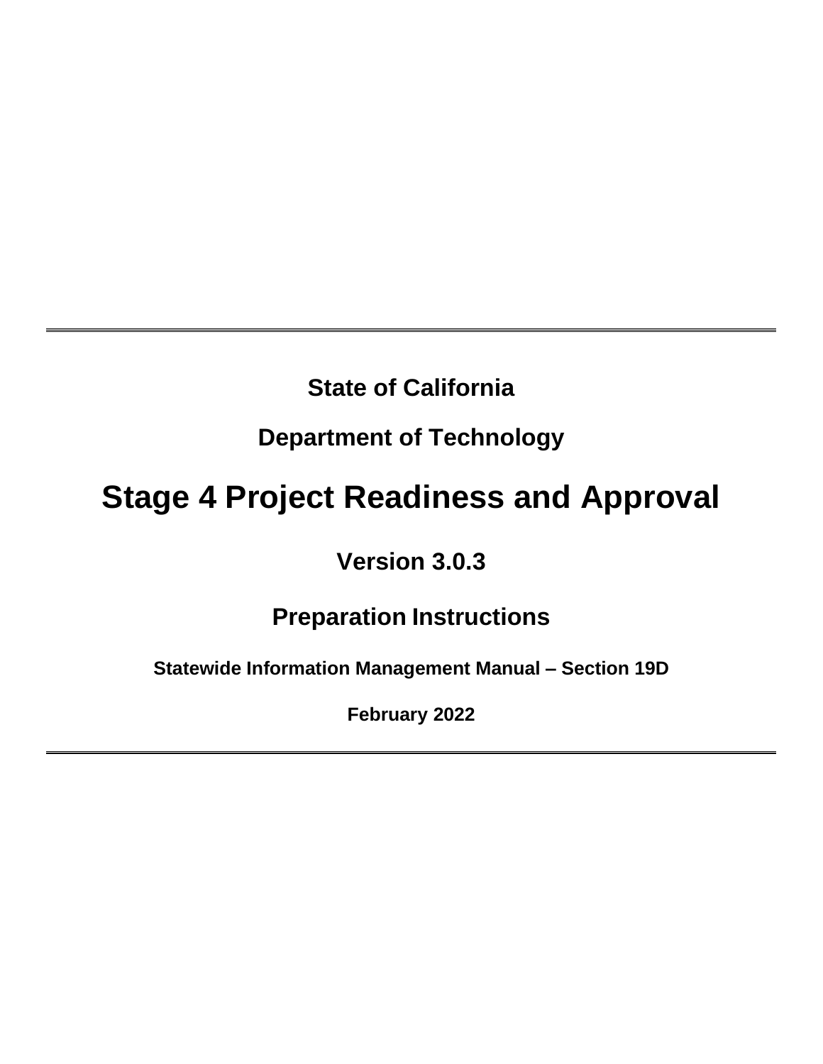**State of California**

**Department of Technology**

# Stage 4 Project Readiness and Approval

**Version 3.0.3**

## Preparation Instructions

**Statewide Information Management Manual – Section 19D**

**February 2022**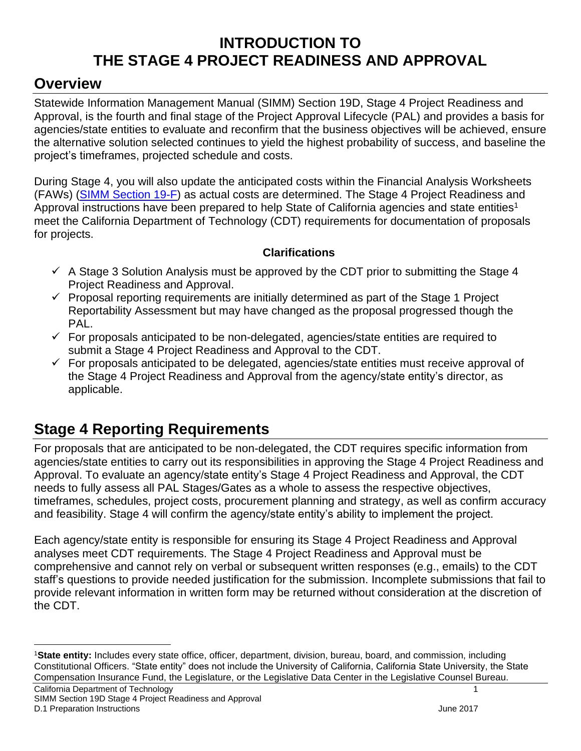# INTRODUCTION TO THE STAGE 4 PROJECT READINESS AND APPROVAL

## Overview

Statewide Information Management Manual (SIMM) Section 19D, Stage 4 Project Readiness and Approval, is the fourth and final stage of the Project Approval Lifecycle (PAL) and provides a basis for agencies/state entities to evaluate and reconfirm that the business objectives will be achieved, ensure the alternative solution selected continues to yield the highest probability of success, and baseline the project's timeframes, projected schedule and costs.

During Stage 4, you will also update the anticipated costs within the Financial Analysis Worksheets (FAWs) (SIMM Section 19-F) as actual costs are determined. The Stage 4 Project Readiness and Approval instructions have been prepared to help State of California agencies and state entities[1] meet the California Department of Technology (CDT) requirements for documentation of proposals for projects.

**Clarifications**

- ✓ A Stage 3 Solution Analysis must be approved by the CDT prior to submitting the Stage 4 Project Readiness and Approval.
- ✓ Proposal reporting requirements are initially determined as part of the Stage 1 Project Reportability Assessment but may have changed as the proposal progressed though the PAL.
- ✓ For proposals anticipated to be non-delegated, agencies/state entities are required to submit a Stage 4 Project Readiness and Approval to the CDT.
- ✓ For proposals anticipated to be delegated, agencies/state entities must receive approval of the Stage 4 Project Readiness and Approval from the agency/state entity's director, as applicable.

## Stage 4 Reporting Requirements

For proposals that are anticipated to be non-delegated, the CDT requires specific information from agencies/state entities to carry out its responsibilities in approving the Stage 4 Project Readiness and Approval. To evaluate an agency/state entity's Stage 4 Project Readiness and Approval, the CDT needs to fully assess all PAL Stages/Gates as a whole to assess the respective objectives, timeframes, schedules, project costs, procurement planning and strategy, as well as confirm accuracy and feasibility. Stage 4 will confirm the agency/state entity's ability to implement the project.

Each agency/state entity is responsible for ensuring its Stage 4 Project Readiness and Approval analyses meet CDT requirements. The Stage 4 Project Readiness and Approval must be comprehensive and cannot rely on verbal or subsequent written responses (e.g., emails) to the CDT staff's questions to provide needed justification for the submission. Incomplete submissions that fail to provide relevant information in written form may be returned without consideration at the discretion of the CDT.

[1] **State entity:** Includes every state office, officer, department, division, bureau, board, and commission, including Constitutional Officers. "State entity" does not include the University of California, California State University, the State Compensation Insurance Fund, the Legislature, or the Legislative Data Center in the Legislative Counsel Bureau.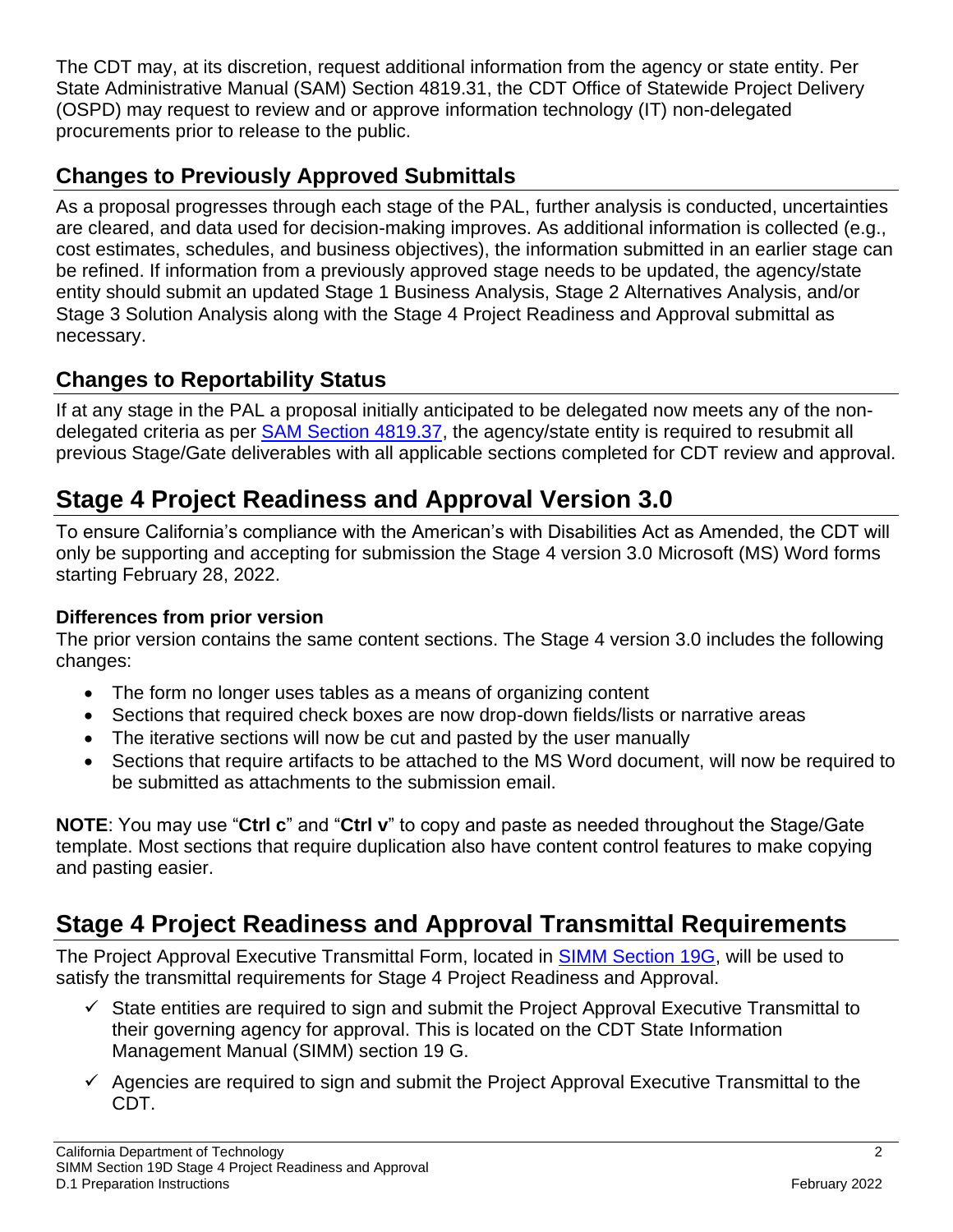The CDT may, at its discretion, request additional information from the agency or state entity. Per State Administrative Manual (SAM) Section 4819.31, the CDT Office of Statewide Project Delivery (OSPD) may request to review and or approve information technology (IT) non-delegated procurements prior to release to the public.

## Changes to Previously Approved Submittals

As a proposal progresses through each stage of the PAL, further analysis is conducted, uncertainties are cleared, and data used for decision-making improves. As additional information is collected (e.g., cost estimates, schedules, and business objectives), the information submitted in an earlier stage can be refined. If information from a previously approved stage needs to be updated, the agency/state entity should submit an updated Stage 1 Business Analysis, Stage 2 Alternatives Analysis, and/or Stage 3 Solution Analysis along with the Stage 4 Project Readiness and Approval submittal as necessary.

## Changes to Reportability Status

If at any stage in the PAL a proposal initially anticipated to be delegated now meets any of the non-delegated criteria as per [SAM Section 4819.37](), the agency/state entity is required to resubmit all previous Stage/Gate deliverables with all applicable sections completed for CDT review and approval.

# Stage 4 Project Readiness and Approval Version 3.0

To ensure California's compliance with the American's with Disabilities Act as Amended, the CDT will only be supporting and accepting for submission the Stage 4 version 3.0 Microsoft (MS) Word forms starting February 28, 2022.

### Differences from prior version

The prior version contains the same content sections. The Stage 4 version 3.0 includes the following changes:

- The form no longer uses tables as a means of organizing content
- Sections that required check boxes are now drop-down fields/lists or narrative areas
- The iterative sections will now be cut and pasted by the user manually
- Sections that require artifacts to be attached to the MS Word document, will now be required to be submitted as attachments to the submission email.

**NOTE**: You may use "**Ctrl c**" and "**Ctrl v**" to copy and paste as needed throughout the Stage/Gate template. Most sections that require duplication also have content control features to make copying and pasting easier.

# Stage 4 Project Readiness and Approval Transmittal Requirements

The Project Approval Executive Transmittal Form, located in [SIMM Section 19G](), will be used to satisfy the transmittal requirements for Stage 4 Project Readiness and Approval.

- ✓ State entities are required to sign and submit the Project Approval Executive Transmittal to their governing agency for approval. This is located on the CDT State Information Management Manual (SIMM) section 19 G.
- ✓ Agencies are required to sign and submit the Project Approval Executive Transmittal to the CDT.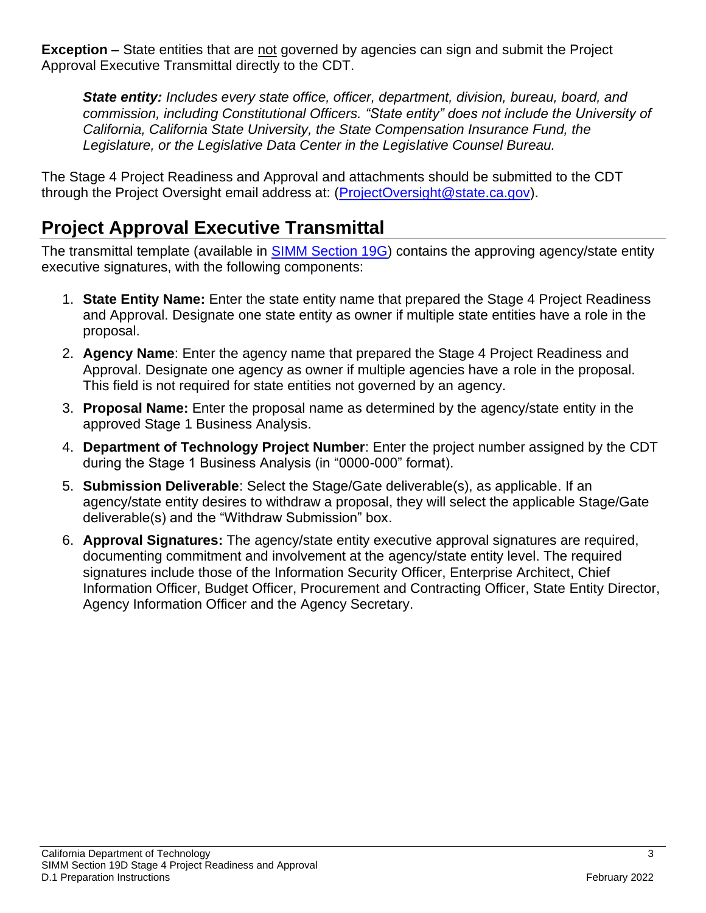**Exception –** State entities that are not governed by agencies can sign and submit the Project Approval Executive Transmittal directly to the CDT.

> ***State entity:*** *Includes every state office, officer, department, division, bureau, board, and commission, including Constitutional Officers. "State entity" does not include the University of California, California State University, the State Compensation Insurance Fund, the Legislature, or the Legislative Data Center in the Legislative Counsel Bureau.*

The Stage 4 Project Readiness and Approval and attachments should be submitted to the CDT through the Project Oversight email address at: (ProjectOversight@state.ca.gov).

## Project Approval Executive Transmittal

The transmittal template (available in SIMM Section 19G) contains the approving agency/state entity executive signatures, with the following components:

1. **State Entity Name:** Enter the state entity name that prepared the Stage 4 Project Readiness and Approval. Designate one state entity as owner if multiple state entities have a role in the proposal.
2. **Agency Name**: Enter the agency name that prepared the Stage 4 Project Readiness and Approval. Designate one agency as owner if multiple agencies have a role in the proposal. This field is not required for state entities not governed by an agency.
3. **Proposal Name:** Enter the proposal name as determined by the agency/state entity in the approved Stage 1 Business Analysis.
4. **Department of Technology Project Number**: Enter the project number assigned by the CDT during the Stage 1 Business Analysis (in "0000-000" format).
5. **Submission Deliverable**: Select the Stage/Gate deliverable(s), as applicable. If an agency/state entity desires to withdraw a proposal, they will select the applicable Stage/Gate deliverable(s) and the "Withdraw Submission" box.
6. **Approval Signatures:** The agency/state entity executive approval signatures are required, documenting commitment and involvement at the agency/state entity level. The required signatures include those of the Information Security Officer, Enterprise Architect, Chief Information Officer, Budget Officer, Procurement and Contracting Officer, State Entity Director, Agency Information Officer and the Agency Secretary.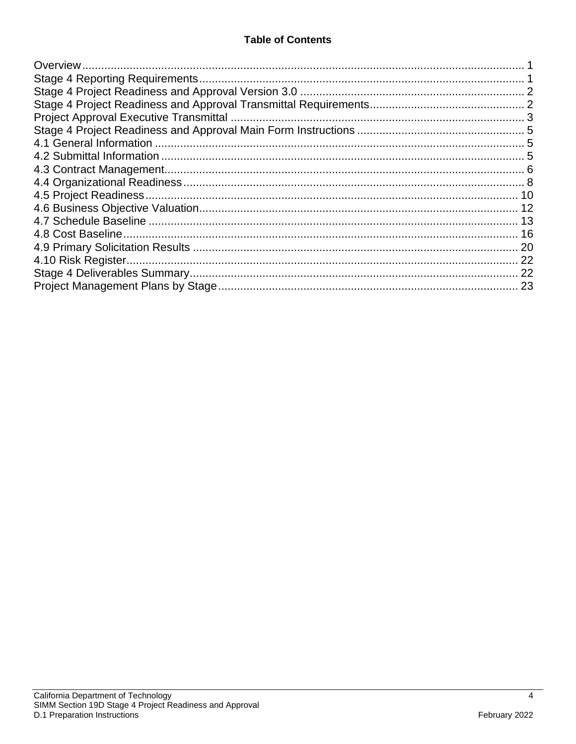**Table of Contents**

Overview ........................................................................................................................... 1
Stage 4 Reporting Requirements ...................................................................................... 1
Stage 4 Project Readiness and Approval Version 3.0 ...................................................... 2
Stage 4 Project Readiness and Approval Transmittal Requirements ................................ 2
Project Approval Executive Transmittal ............................................................................ 3
Stage 4 Project Readiness and Approval Main Form Instructions .................................... 5
4.1 General Information .................................................................................................... 5
4.2 Submittal Information .................................................................................................. 5
4.3 Contract Management ................................................................................................. 6
4.4 Organizational Readiness ............................................................................................ 8
4.5 Project Readiness ...................................................................................................... 10
4.6 Business Objective Valuation .................................................................................... 12
4.7 Schedule Baseline ..................................................................................................... 13
4.8 Cost Baseline ............................................................................................................ 16
4.9 Primary Solicitation Results ....................................................................................... 20
4.10 Risk Register ............................................................................................................ 22
Stage 4 Deliverables Summary ....................................................................................... 22
Project Management Plans by Stage ............................................................................... 23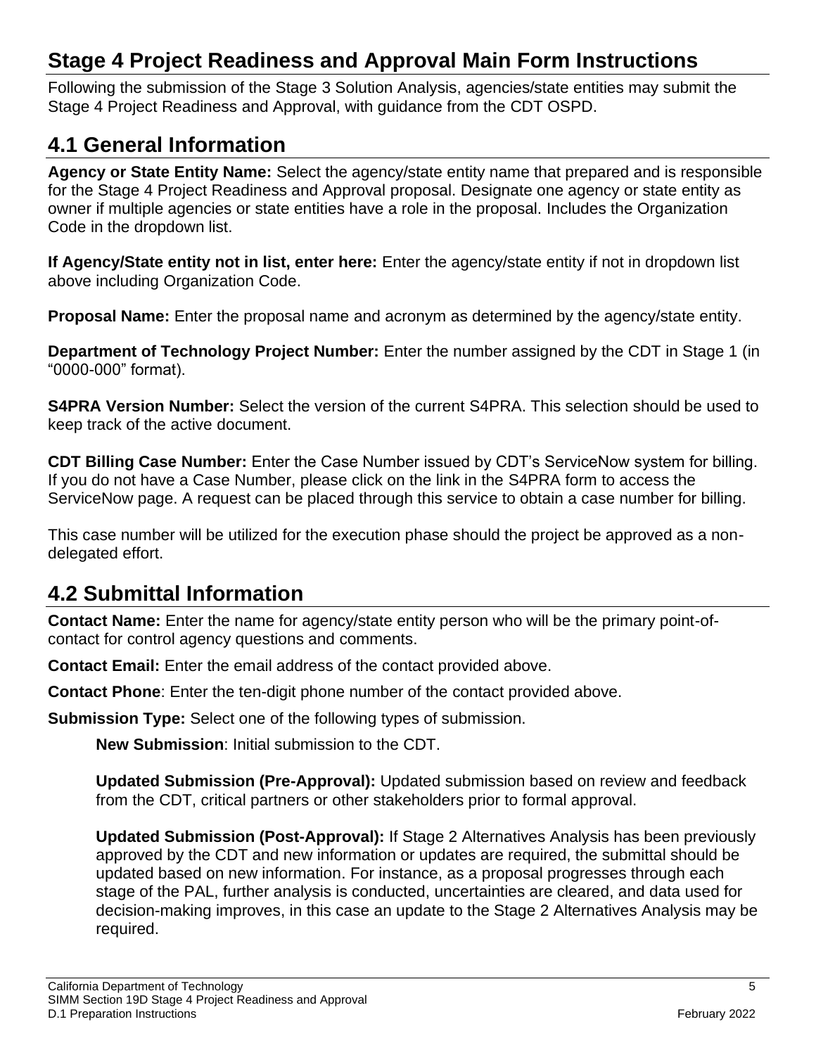# Stage 4 Project Readiness and Approval Main Form Instructions

Following the submission of the Stage 3 Solution Analysis, agencies/state entities may submit the Stage 4 Project Readiness and Approval, with guidance from the CDT OSPD.

## 4.1 General Information

**Agency or State Entity Name:** Select the agency/state entity name that prepared and is responsible for the Stage 4 Project Readiness and Approval proposal. Designate one agency or state entity as owner if multiple agencies or state entities have a role in the proposal. Includes the Organization Code in the dropdown list.

**If Agency/State entity not in list, enter here:** Enter the agency/state entity if not in dropdown list above including Organization Code.

**Proposal Name:** Enter the proposal name and acronym as determined by the agency/state entity.

**Department of Technology Project Number:** Enter the number assigned by the CDT in Stage 1 (in "0000-000" format).

**S4PRA Version Number:** Select the version of the current S4PRA. This selection should be used to keep track of the active document.

**CDT Billing Case Number:** Enter the Case Number issued by CDT's ServiceNow system for billing. If you do not have a Case Number, please click on the link in the S4PRA form to access the ServiceNow page. A request can be placed through this service to obtain a case number for billing.

This case number will be utilized for the execution phase should the project be approved as a non-delegated effort.

## 4.2 Submittal Information

**Contact Name:** Enter the name for agency/state entity person who will be the primary point-of-contact for control agency questions and comments.

**Contact Email:** Enter the email address of the contact provided above.

**Contact Phone**: Enter the ten-digit phone number of the contact provided above.

**Submission Type:** Select one of the following types of submission.

> **New Submission**: Initial submission to the CDT.
>
> **Updated Submission (Pre-Approval):** Updated submission based on review and feedback from the CDT, critical partners or other stakeholders prior to formal approval.
>
> **Updated Submission (Post-Approval):** If Stage 2 Alternatives Analysis has been previously approved by the CDT and new information or updates are required, the submittal should be updated based on new information. For instance, as a proposal progresses through each stage of the PAL, further analysis is conducted, uncertainties are cleared, and data used for decision-making improves, in this case an update to the Stage 2 Alternatives Analysis may be required.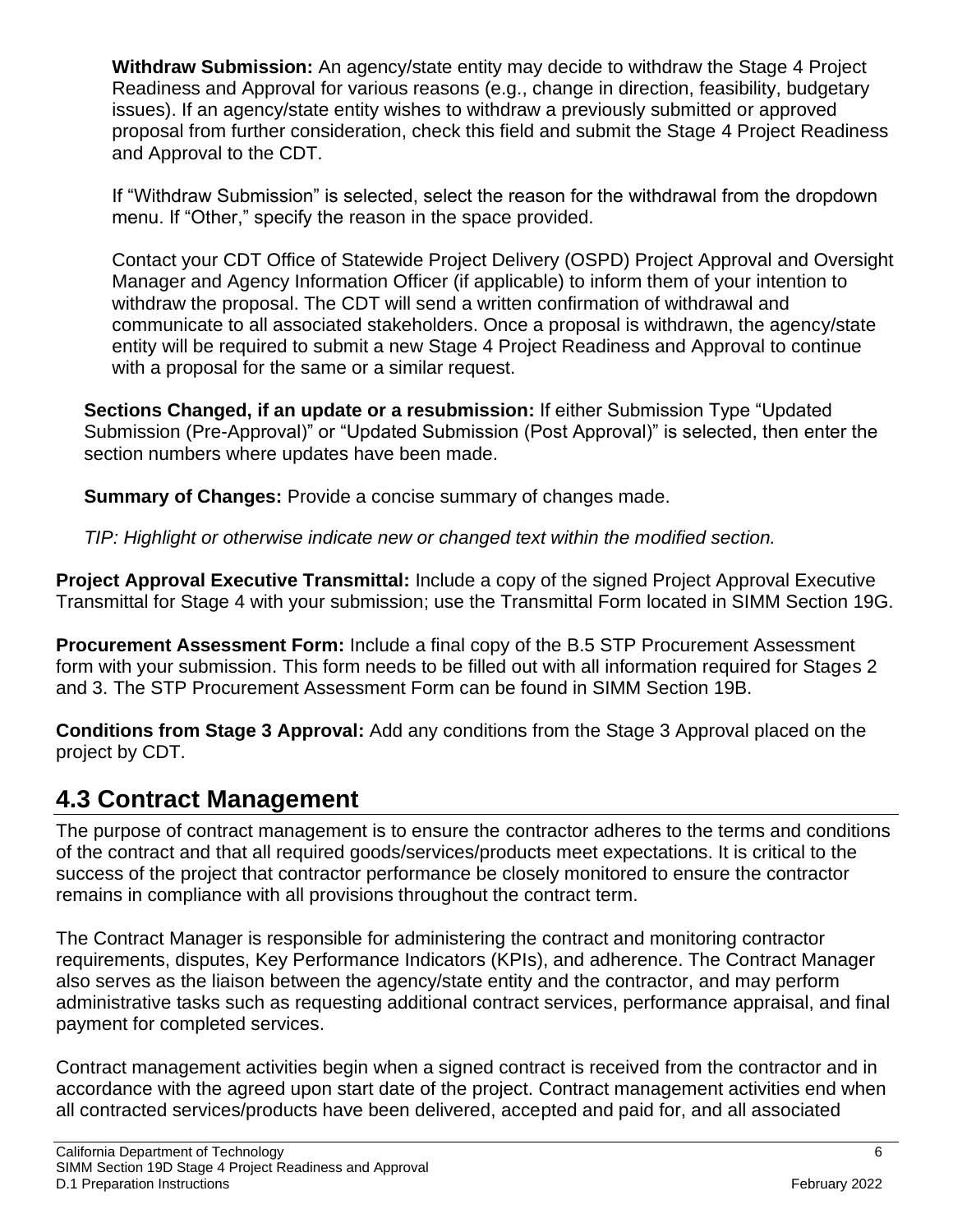**Withdraw Submission:** An agency/state entity may decide to withdraw the Stage 4 Project Readiness and Approval for various reasons (e.g., change in direction, feasibility, budgetary issues). If an agency/state entity wishes to withdraw a previously submitted or approved proposal from further consideration, check this field and submit the Stage 4 Project Readiness and Approval to the CDT.

If "Withdraw Submission" is selected, select the reason for the withdrawal from the dropdown menu. If "Other," specify the reason in the space provided.

Contact your CDT Office of Statewide Project Delivery (OSPD) Project Approval and Oversight Manager and Agency Information Officer (if applicable) to inform them of your intention to withdraw the proposal. The CDT will send a written confirmation of withdrawal and communicate to all associated stakeholders. Once a proposal is withdrawn, the agency/state entity will be required to submit a new Stage 4 Project Readiness and Approval to continue with a proposal for the same or a similar request.

**Sections Changed, if an update or a resubmission:** If either Submission Type "Updated Submission (Pre-Approval)" or "Updated Submission (Post Approval)" is selected, then enter the section numbers where updates have been made.

**Summary of Changes:** Provide a concise summary of changes made.

*TIP: Highlight or otherwise indicate new or changed text within the modified section.*

**Project Approval Executive Transmittal:** Include a copy of the signed Project Approval Executive Transmittal for Stage 4 with your submission; use the Transmittal Form located in SIMM Section 19G.

**Procurement Assessment Form:** Include a final copy of the B.5 STP Procurement Assessment form with your submission. This form needs to be filled out with all information required for Stages 2 and 3. The STP Procurement Assessment Form can be found in SIMM Section 19B.

**Conditions from Stage 3 Approval:** Add any conditions from the Stage 3 Approval placed on the project by CDT.

## 4.3 Contract Management

The purpose of contract management is to ensure the contractor adheres to the terms and conditions of the contract and that all required goods/services/products meet expectations. It is critical to the success of the project that contractor performance be closely monitored to ensure the contractor remains in compliance with all provisions throughout the contract term.

The Contract Manager is responsible for administering the contract and monitoring contractor requirements, disputes, Key Performance Indicators (KPIs), and adherence. The Contract Manager also serves as the liaison between the agency/state entity and the contractor, and may perform administrative tasks such as requesting additional contract services, performance appraisal, and final payment for completed services.

Contract management activities begin when a signed contract is received from the contractor and in accordance with the agreed upon start date of the project. Contract management activities end when all contracted services/products have been delivered, accepted and paid for, and all associated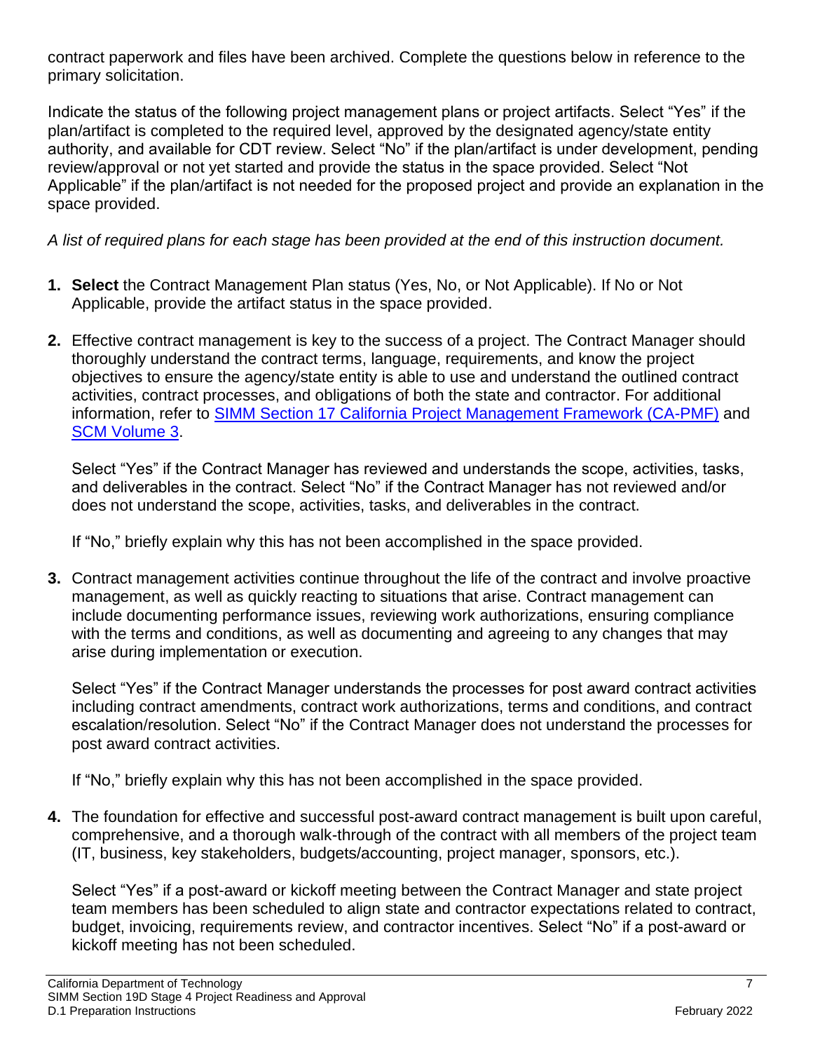contract paperwork and files have been archived. Complete the questions below in reference to the primary solicitation.

Indicate the status of the following project management plans or project artifacts. Select "Yes" if the plan/artifact is completed to the required level, approved by the designated agency/state entity authority, and available for CDT review. Select "No" if the plan/artifact is under development, pending review/approval or not yet started and provide the status in the space provided. Select "Not Applicable" if the plan/artifact is not needed for the proposed project and provide an explanation in the space provided.

*A list of required plans for each stage has been provided at the end of this instruction document.*

1. **Select** the Contract Management Plan status (Yes, No, or Not Applicable). If No or Not Applicable, provide the artifact status in the space provided.

2. Effective contract management is key to the success of a project. The Contract Manager should thoroughly understand the contract terms, language, requirements, and know the project objectives to ensure the agency/state entity is able to use and understand the outlined contract activities, contract processes, and obligations of both the state and contractor. For additional information, refer to SIMM Section 17 California Project Management Framework (CA-PMF) and SCM Volume 3.

   Select "Yes" if the Contract Manager has reviewed and understands the scope, activities, tasks, and deliverables in the contract. Select "No" if the Contract Manager has not reviewed and/or does not understand the scope, activities, tasks, and deliverables in the contract.

   If "No," briefly explain why this has not been accomplished in the space provided.

3. Contract management activities continue throughout the life of the contract and involve proactive management, as well as quickly reacting to situations that arise. Contract management can include documenting performance issues, reviewing work authorizations, ensuring compliance with the terms and conditions, as well as documenting and agreeing to any changes that may arise during implementation or execution.

   Select "Yes" if the Contract Manager understands the processes for post award contract activities including contract amendments, contract work authorizations, terms and conditions, and contract escalation/resolution. Select "No" if the Contract Manager does not understand the processes for post award contract activities.

   If "No," briefly explain why this has not been accomplished in the space provided.

4. The foundation for effective and successful post-award contract management is built upon careful, comprehensive, and a thorough walk-through of the contract with all members of the project team (IT, business, key stakeholders, budgets/accounting, project manager, sponsors, etc.).

   Select "Yes" if a post-award or kickoff meeting between the Contract Manager and state project team members has been scheduled to align state and contractor expectations related to contract, budget, invoicing, requirements review, and contractor incentives. Select "No" if a post-award or kickoff meeting has not been scheduled.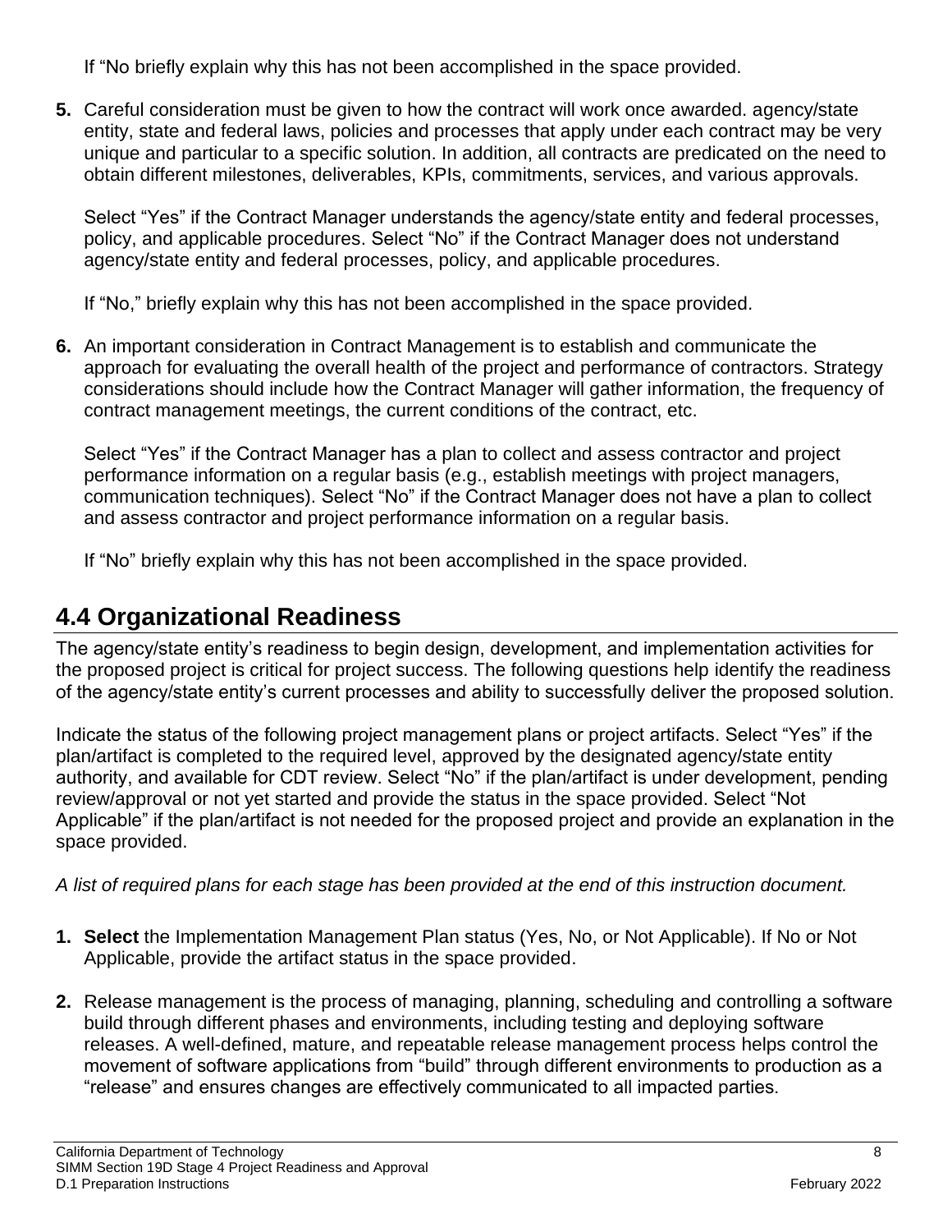If "No briefly explain why this has not been accomplished in the space provided.

**5.** Careful consideration must be given to how the contract will work once awarded. agency/state entity, state and federal laws, policies and processes that apply under each contract may be very unique and particular to a specific solution. In addition, all contracts are predicated on the need to obtain different milestones, deliverables, KPIs, commitments, services, and various approvals.

Select "Yes" if the Contract Manager understands the agency/state entity and federal processes, policy, and applicable procedures. Select "No" if the Contract Manager does not understand agency/state entity and federal processes, policy, and applicable procedures.

If "No," briefly explain why this has not been accomplished in the space provided.

**6.** An important consideration in Contract Management is to establish and communicate the approach for evaluating the overall health of the project and performance of contractors. Strategy considerations should include how the Contract Manager will gather information, the frequency of contract management meetings, the current conditions of the contract, etc.

Select "Yes" if the Contract Manager has a plan to collect and assess contractor and project performance information on a regular basis (e.g., establish meetings with project managers, communication techniques). Select "No" if the Contract Manager does not have a plan to collect and assess contractor and project performance information on a regular basis.

If "No" briefly explain why this has not been accomplished in the space provided.

## 4.4 Organizational Readiness

The agency/state entity's readiness to begin design, development, and implementation activities for the proposed project is critical for project success. The following questions help identify the readiness of the agency/state entity's current processes and ability to successfully deliver the proposed solution.

Indicate the status of the following project management plans or project artifacts. Select "Yes" if the plan/artifact is completed to the required level, approved by the designated agency/state entity authority, and available for CDT review. Select "No" if the plan/artifact is under development, pending review/approval or not yet started and provide the status in the space provided. Select "Not Applicable" if the plan/artifact is not needed for the proposed project and provide an explanation in the space provided.

*A list of required plans for each stage has been provided at the end of this instruction document.*

1. **Select** the Implementation Management Plan status (Yes, No, or Not Applicable). If No or Not Applicable, provide the artifact status in the space provided.
2. Release management is the process of managing, planning, scheduling and controlling a software build through different phases and environments, including testing and deploying software releases. A well-defined, mature, and repeatable release management process helps control the movement of software applications from "build" through different environments to production as a "release" and ensures changes are effectively communicated to all impacted parties.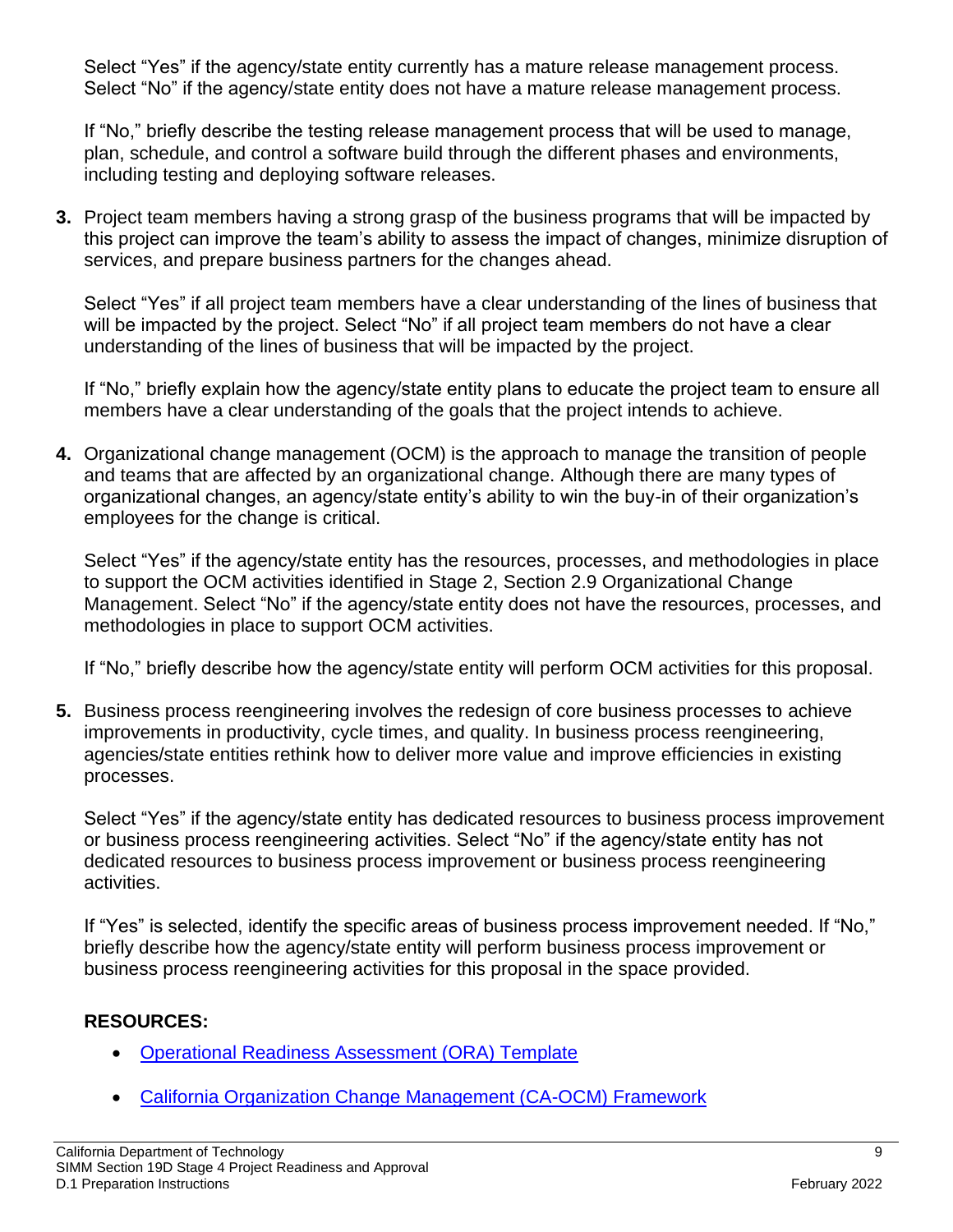Select "Yes" if the agency/state entity currently has a mature release management process. Select "No" if the agency/state entity does not have a mature release management process.

If "No," briefly describe the testing release management process that will be used to manage, plan, schedule, and control a software build through the different phases and environments, including testing and deploying software releases.

**3.** Project team members having a strong grasp of the business programs that will be impacted by this project can improve the team's ability to assess the impact of changes, minimize disruption of services, and prepare business partners for the changes ahead.

Select "Yes" if all project team members have a clear understanding of the lines of business that will be impacted by the project. Select "No" if all project team members do not have a clear understanding of the lines of business that will be impacted by the project.

If "No," briefly explain how the agency/state entity plans to educate the project team to ensure all members have a clear understanding of the goals that the project intends to achieve.

**4.** Organizational change management (OCM) is the approach to manage the transition of people and teams that are affected by an organizational change. Although there are many types of organizational changes, an agency/state entity's ability to win the buy-in of their organization's employees for the change is critical.

Select "Yes" if the agency/state entity has the resources, processes, and methodologies in place to support the OCM activities identified in Stage 2, Section 2.9 Organizational Change Management. Select "No" if the agency/state entity does not have the resources, processes, and methodologies in place to support OCM activities.

If "No," briefly describe how the agency/state entity will perform OCM activities for this proposal.

**5.** Business process reengineering involves the redesign of core business processes to achieve improvements in productivity, cycle times, and quality. In business process reengineering, agencies/state entities rethink how to deliver more value and improve efficiencies in existing processes.

Select "Yes" if the agency/state entity has dedicated resources to business process improvement or business process reengineering activities. Select "No" if the agency/state entity has not dedicated resources to business process improvement or business process reengineering activities.

If "Yes" is selected, identify the specific areas of business process improvement needed. If "No," briefly describe how the agency/state entity will perform business process improvement or business process reengineering activities for this proposal in the space provided.

**RESOURCES:**

- Operational Readiness Assessment (ORA) Template
- California Organization Change Management (CA-OCM) Framework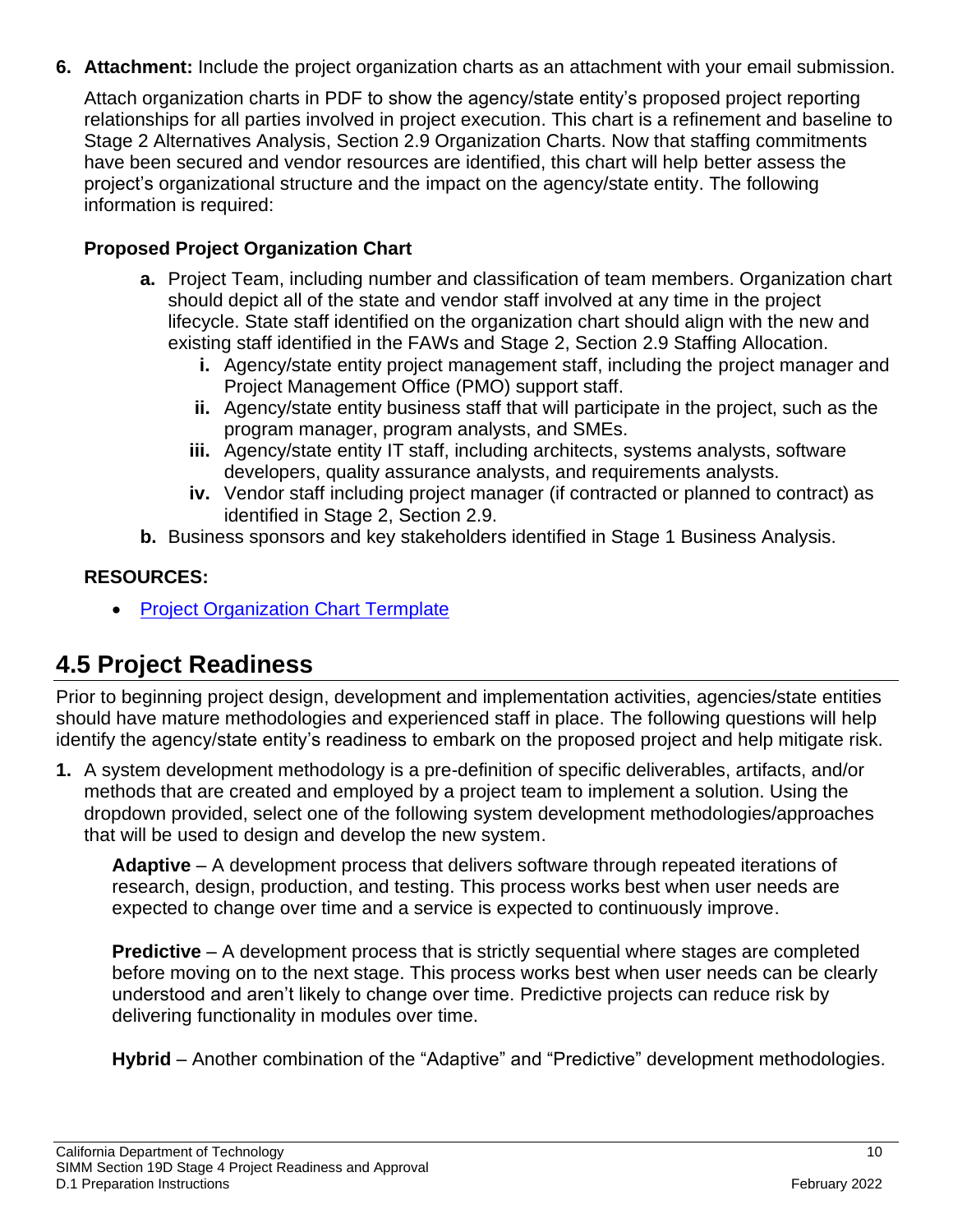**6. Attachment:** Include the project organization charts as an attachment with your email submission.

Attach organization charts in PDF to show the agency/state entity's proposed project reporting relationships for all parties involved in project execution. This chart is a refinement and baseline to Stage 2 Alternatives Analysis, Section 2.9 Organization Charts. Now that staffing commitments have been secured and vendor resources are identified, this chart will help better assess the project's organizational structure and the impact on the agency/state entity. The following information is required:

**Proposed Project Organization Chart**

- **a.** Project Team, including number and classification of team members. Organization chart should depict all of the state and vendor staff involved at any time in the project lifecycle. State staff identified on the organization chart should align with the new and existing staff identified in the FAWs and Stage 2, Section 2.9 Staffing Allocation.
  - **i.** Agency/state entity project management staff, including the project manager and Project Management Office (PMO) support staff.
  - **ii.** Agency/state entity business staff that will participate in the project, such as the program manager, program analysts, and SMEs.
  - **iii.** Agency/state entity IT staff, including architects, systems analysts, software developers, quality assurance analysts, and requirements analysts.
  - **iv.** Vendor staff including project manager (if contracted or planned to contract) as identified in Stage 2, Section 2.9.
- **b.** Business sponsors and key stakeholders identified in Stage 1 Business Analysis.

**RESOURCES:**

- Project Organization Chart Termplate

## 4.5 Project Readiness

Prior to beginning project design, development and implementation activities, agencies/state entities should have mature methodologies and experienced staff in place. The following questions will help identify the agency/state entity's readiness to embark on the proposed project and help mitigate risk.

**1.** A system development methodology is a pre-definition of specific deliverables, artifacts, and/or methods that are created and employed by a project team to implement a solution. Using the dropdown provided, select one of the following system development methodologies/approaches that will be used to design and develop the new system.

**Adaptive** – A development process that delivers software through repeated iterations of research, design, production, and testing. This process works best when user needs are expected to change over time and a service is expected to continuously improve.

**Predictive** – A development process that is strictly sequential where stages are completed before moving on to the next stage. This process works best when user needs can be clearly understood and aren't likely to change over time. Predictive projects can reduce risk by delivering functionality in modules over time.

**Hybrid** – Another combination of the "Adaptive" and "Predictive" development methodologies.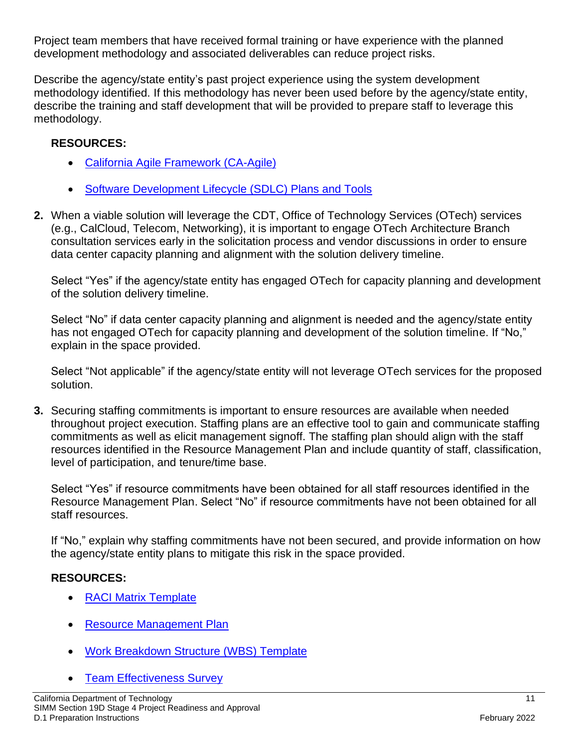Project team members that have received formal training or have experience with the planned development methodology and associated deliverables can reduce project risks.

Describe the agency/state entity's past project experience using the system development methodology identified. If this methodology has never been used before by the agency/state entity, describe the training and staff development that will be provided to prepare staff to leverage this methodology.

**RESOURCES:**

- California Agile Framework (CA-Agile)
- Software Development Lifecycle (SDLC) Plans and Tools

**2.** When a viable solution will leverage the CDT, Office of Technology Services (OTech) services (e.g., CalCloud, Telecom, Networking), it is important to engage OTech Architecture Branch consultation services early in the solicitation process and vendor discussions in order to ensure data center capacity planning and alignment with the solution delivery timeline.

Select "Yes" if the agency/state entity has engaged OTech for capacity planning and development of the solution delivery timeline.

Select "No" if data center capacity planning and alignment is needed and the agency/state entity has not engaged OTech for capacity planning and development of the solution timeline. If "No," explain in the space provided.

Select "Not applicable" if the agency/state entity will not leverage OTech services for the proposed solution.

**3.** Securing staffing commitments is important to ensure resources are available when needed throughout project execution. Staffing plans are an effective tool to gain and communicate staffing commitments as well as elicit management signoff. The staffing plan should align with the staff resources identified in the Resource Management Plan and include quantity of staff, classification, level of participation, and tenure/time base.

Select "Yes" if resource commitments have been obtained for all staff resources identified in the Resource Management Plan. Select "No" if resource commitments have not been obtained for all staff resources.

If "No," explain why staffing commitments have not been secured, and provide information on how the agency/state entity plans to mitigate this risk in the space provided.

**RESOURCES:**

- RACI Matrix Template
- Resource Management Plan
- Work Breakdown Structure (WBS) Template
- Team Effectiveness Survey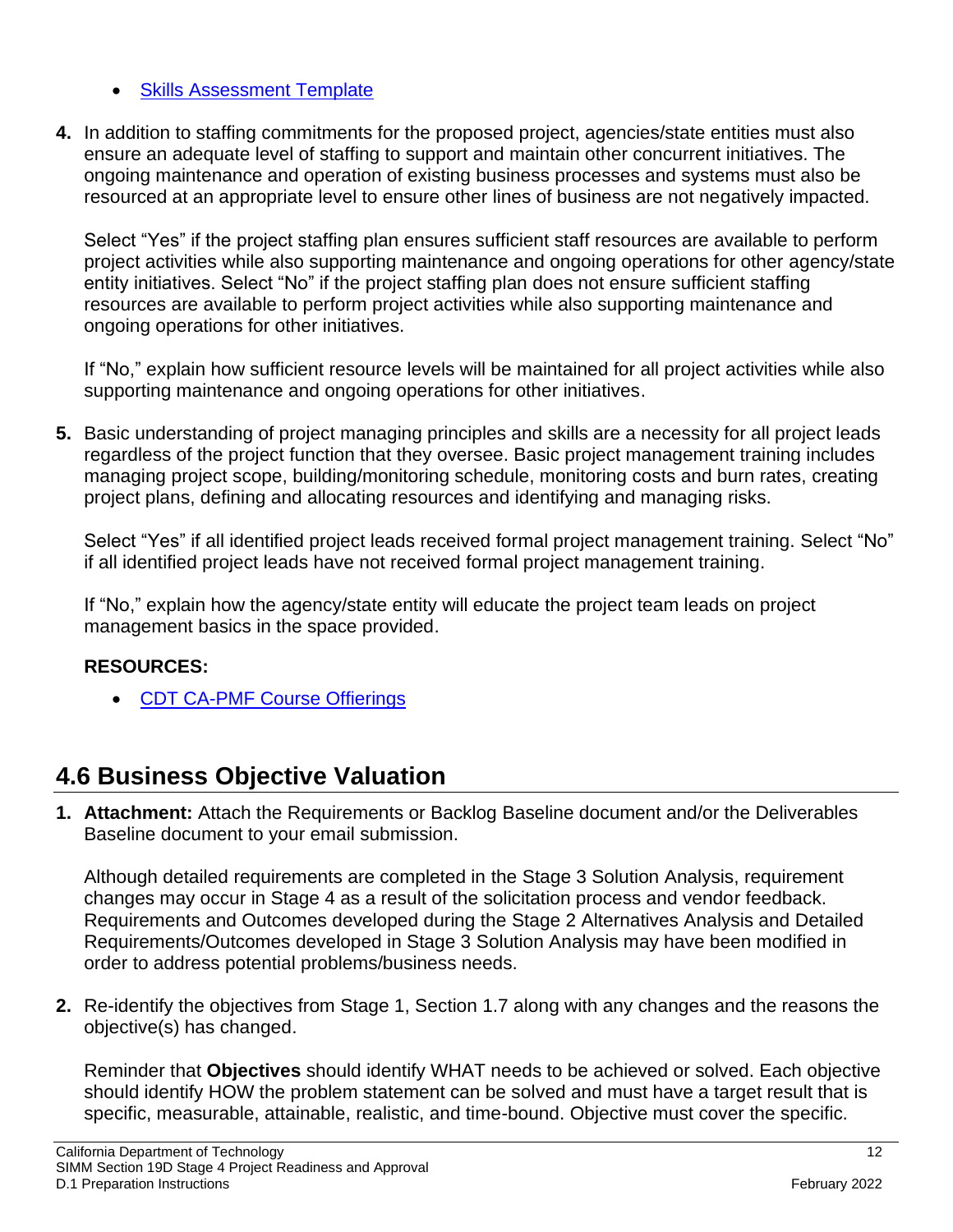- Skills Assessment Template

**4.** In addition to staffing commitments for the proposed project, agencies/state entities must also ensure an adequate level of staffing to support and maintain other concurrent initiatives. The ongoing maintenance and operation of existing business processes and systems must also be resourced at an appropriate level to ensure other lines of business are not negatively impacted.

Select "Yes" if the project staffing plan ensures sufficient staff resources are available to perform project activities while also supporting maintenance and ongoing operations for other agency/state entity initiatives. Select "No" if the project staffing plan does not ensure sufficient staffing resources are available to perform project activities while also supporting maintenance and ongoing operations for other initiatives.

If "No," explain how sufficient resource levels will be maintained for all project activities while also supporting maintenance and ongoing operations for other initiatives.

**5.** Basic understanding of project managing principles and skills are a necessity for all project leads regardless of the project function that they oversee. Basic project management training includes managing project scope, building/monitoring schedule, monitoring costs and burn rates, creating project plans, defining and allocating resources and identifying and managing risks.

Select "Yes" if all identified project leads received formal project management training. Select "No" if all identified project leads have not received formal project management training.

If "No," explain how the agency/state entity will educate the project team leads on project management basics in the space provided.

**RESOURCES:**

- CDT CA-PMF Course Offierings

## 4.6 Business Objective Valuation

**1. Attachment:** Attach the Requirements or Backlog Baseline document and/or the Deliverables Baseline document to your email submission.

Although detailed requirements are completed in the Stage 3 Solution Analysis, requirement changes may occur in Stage 4 as a result of the solicitation process and vendor feedback. Requirements and Outcomes developed during the Stage 2 Alternatives Analysis and Detailed Requirements/Outcomes developed in Stage 3 Solution Analysis may have been modified in order to address potential problems/business needs.

**2.** Re-identify the objectives from Stage 1, Section 1.7 along with any changes and the reasons the objective(s) has changed.

Reminder that **Objectives** should identify WHAT needs to be achieved or solved. Each objective should identify HOW the problem statement can be solved and must have a target result that is specific, measurable, attainable, realistic, and time-bound. Objective must cover the specific.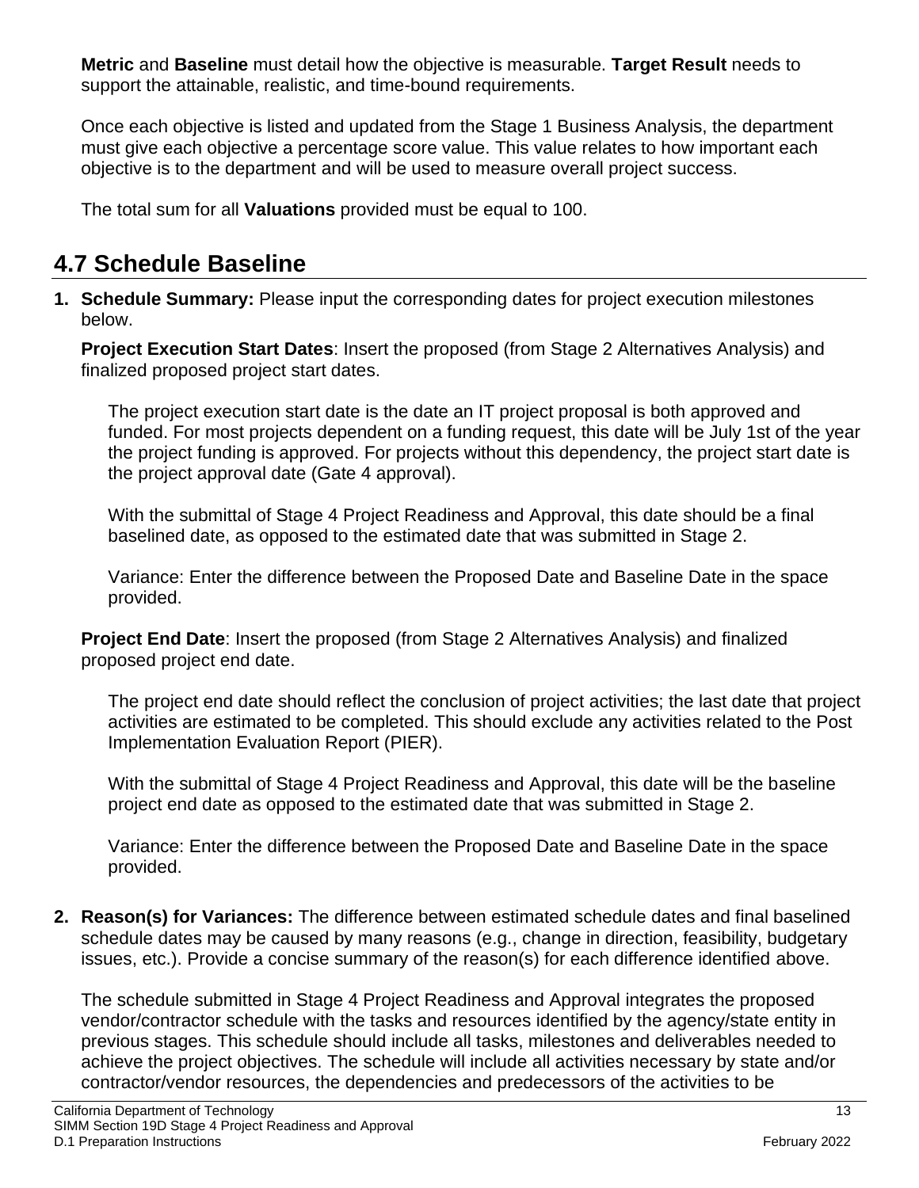**Metric** and **Baseline** must detail how the objective is measurable. **Target Result** needs to support the attainable, realistic, and time-bound requirements.

Once each objective is listed and updated from the Stage 1 Business Analysis, the department must give each objective a percentage score value. This value relates to how important each objective is to the department and will be used to measure overall project success.

The total sum for all **Valuations** provided must be equal to 100.

## 4.7 Schedule Baseline

1. **Schedule Summary:** Please input the corresponding dates for project execution milestones below.

   **Project Execution Start Dates**: Insert the proposed (from Stage 2 Alternatives Analysis) and finalized proposed project start dates.

   The project execution start date is the date an IT project proposal is both approved and funded. For most projects dependent on a funding request, this date will be July 1st of the year the project funding is approved. For projects without this dependency, the project start date is the project approval date (Gate 4 approval).

   With the submittal of Stage 4 Project Readiness and Approval, this date should be a final baselined date, as opposed to the estimated date that was submitted in Stage 2.

   Variance: Enter the difference between the Proposed Date and Baseline Date in the space provided.

   **Project End Date**: Insert the proposed (from Stage 2 Alternatives Analysis) and finalized proposed project end date.

   The project end date should reflect the conclusion of project activities; the last date that project activities are estimated to be completed. This should exclude any activities related to the Post Implementation Evaluation Report (PIER).

   With the submittal of Stage 4 Project Readiness and Approval, this date will be the baseline project end date as opposed to the estimated date that was submitted in Stage 2.

   Variance: Enter the difference between the Proposed Date and Baseline Date in the space provided.

2. **Reason(s) for Variances:** The difference between estimated schedule dates and final baselined schedule dates may be caused by many reasons (e.g., change in direction, feasibility, budgetary issues, etc.). Provide a concise summary of the reason(s) for each difference identified above.

   The schedule submitted in Stage 4 Project Readiness and Approval integrates the proposed vendor/contractor schedule with the tasks and resources identified by the agency/state entity in previous stages. This schedule should include all tasks, milestones and deliverables needed to achieve the project objectives. The schedule will include all activities necessary by state and/or contractor/vendor resources, the dependencies and predecessors of the activities to be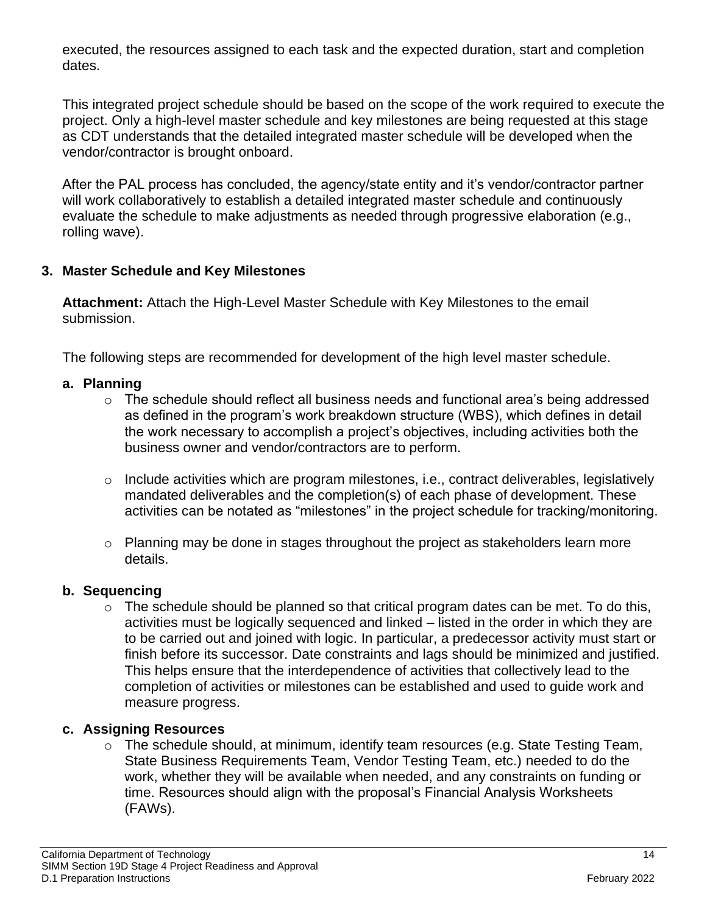executed, the resources assigned to each task and the expected duration, start and completion dates.

This integrated project schedule should be based on the scope of the work required to execute the project. Only a high-level master schedule and key milestones are being requested at this stage as CDT understands that the detailed integrated master schedule will be developed when the vendor/contractor is brought onboard.

After the PAL process has concluded, the agency/state entity and it's vendor/contractor partner will work collaboratively to establish a detailed integrated master schedule and continuously evaluate the schedule to make adjustments as needed through progressive elaboration (e.g., rolling wave).

### 3. Master Schedule and Key Milestones

**Attachment:** Attach the High-Level Master Schedule with Key Milestones to the email submission.

The following steps are recommended for development of the high level master schedule.

#### a. Planning

- The schedule should reflect all business needs and functional area's being addressed as defined in the program's work breakdown structure (WBS), which defines in detail the work necessary to accomplish a project's objectives, including activities both the business owner and vendor/contractors are to perform.
- Include activities which are program milestones, i.e., contract deliverables, legislatively mandated deliverables and the completion(s) of each phase of development. These activities can be notated as "milestones" in the project schedule for tracking/monitoring.
- Planning may be done in stages throughout the project as stakeholders learn more details.

#### b. Sequencing

- The schedule should be planned so that critical program dates can be met. To do this, activities must be logically sequenced and linked – listed in the order in which they are to be carried out and joined with logic. In particular, a predecessor activity must start or finish before its successor. Date constraints and lags should be minimized and justified. This helps ensure that the interdependence of activities that collectively lead to the completion of activities or milestones can be established and used to guide work and measure progress.

#### c. Assigning Resources

- The schedule should, at minimum, identify team resources (e.g. State Testing Team, State Business Requirements Team, Vendor Testing Team, etc.) needed to do the work, whether they will be available when needed, and any constraints on funding or time. Resources should align with the proposal's Financial Analysis Worksheets (FAWs).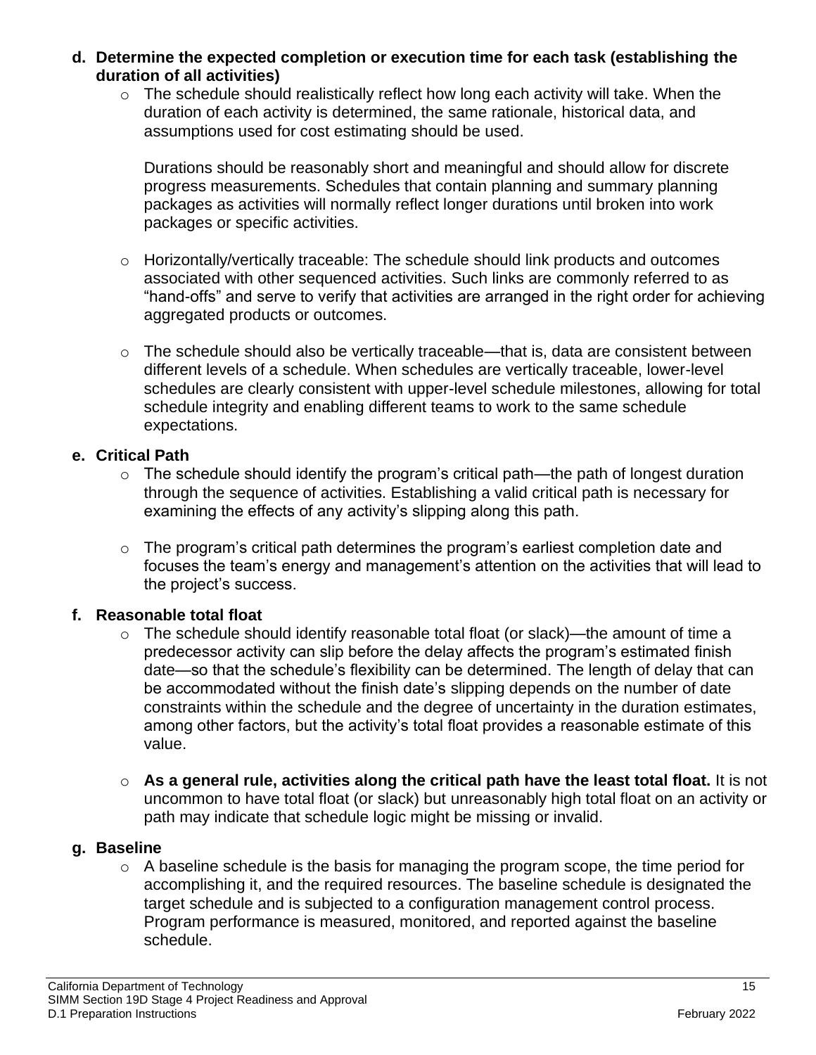**d. Determine the expected completion or execution time for each task (establishing the duration of all activities)**

- The schedule should realistically reflect how long each activity will take. When the duration of each activity is determined, the same rationale, historical data, and assumptions used for cost estimating should be used.

  Durations should be reasonably short and meaningful and should allow for discrete progress measurements. Schedules that contain planning and summary planning packages as activities will normally reflect longer durations until broken into work packages or specific activities.

- Horizontally/vertically traceable: The schedule should link products and outcomes associated with other sequenced activities. Such links are commonly referred to as "hand-offs" and serve to verify that activities are arranged in the right order for achieving aggregated products or outcomes.

- The schedule should also be vertically traceable—that is, data are consistent between different levels of a schedule. When schedules are vertically traceable, lower-level schedules are clearly consistent with upper-level schedule milestones, allowing for total schedule integrity and enabling different teams to work to the same schedule expectations.

**e. Critical Path**

- The schedule should identify the program's critical path—the path of longest duration through the sequence of activities. Establishing a valid critical path is necessary for examining the effects of any activity's slipping along this path.

- The program's critical path determines the program's earliest completion date and focuses the team's energy and management's attention on the activities that will lead to the project's success.

**f. Reasonable total float**

- The schedule should identify reasonable total float (or slack)—the amount of time a predecessor activity can slip before the delay affects the program's estimated finish date—so that the schedule's flexibility can be determined. The length of delay that can be accommodated without the finish date's slipping depends on the number of date constraints within the schedule and the degree of uncertainty in the duration estimates, among other factors, but the activity's total float provides a reasonable estimate of this value.

- **As a general rule, activities along the critical path have the least total float.** It is not uncommon to have total float (or slack) but unreasonably high total float on an activity or path may indicate that schedule logic might be missing or invalid.

**g. Baseline**

- A baseline schedule is the basis for managing the program scope, the time period for accomplishing it, and the required resources. The baseline schedule is designated the target schedule and is subjected to a configuration management control process. Program performance is measured, monitored, and reported against the baseline schedule.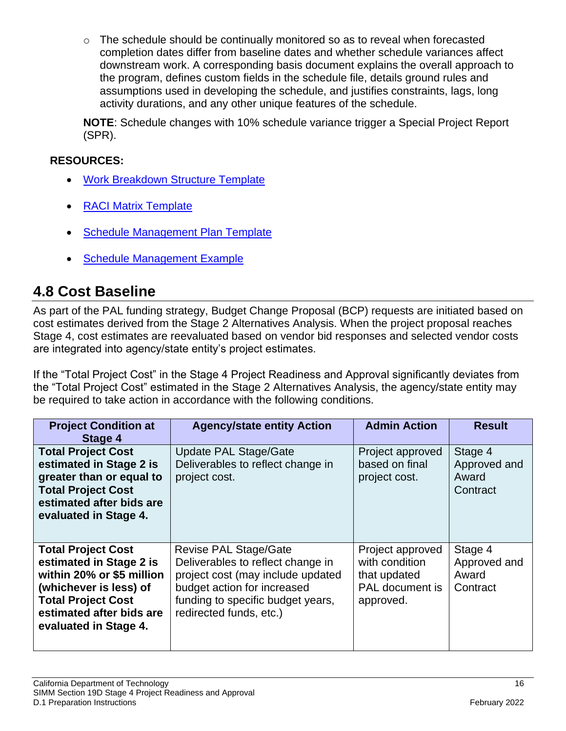- The schedule should be continually monitored so as to reveal when forecasted completion dates differ from baseline dates and whether schedule variances affect downstream work. A corresponding basis document explains the overall approach to the program, defines custom fields in the schedule file, details ground rules and assumptions used in developing the schedule, and justifies constraints, lags, long activity durations, and any other unique features of the schedule.

**NOTE**: Schedule changes with 10% schedule variance trigger a Special Project Report (SPR).

**RESOURCES:**

- Work Breakdown Structure Template
- RACI Matrix Template
- Schedule Management Plan Template
- Schedule Management Example

## 4.8 Cost Baseline

As part of the PAL funding strategy, Budget Change Proposal (BCP) requests are initiated based on cost estimates derived from the Stage 2 Alternatives Analysis. When the project proposal reaches Stage 4, cost estimates are reevaluated based on vendor bid responses and selected vendor costs are integrated into agency/state entity's project estimates.

If the "Total Project Cost" in the Stage 4 Project Readiness and Approval significantly deviates from the "Total Project Cost" estimated in the Stage 2 Alternatives Analysis, the agency/state entity may be required to take action in accordance with the following conditions.

| Project Condition at Stage 4 | Agency/state entity Action | Admin Action | Result |
|---|---|---|---|
| **Total Project Cost estimated in Stage 2 is greater than or equal to Total Project Cost estimated after bids are evaluated in Stage 4.** | Update PAL Stage/Gate Deliverables to reflect change in project cost. | Project approved based on final project cost. | Stage 4 Approved and Award Contract |
| **Total Project Cost estimated in Stage 2 is within 20% or $5 million (whichever is less) of Total Project Cost estimated after bids are evaluated in Stage 4.** | Revise PAL Stage/Gate Deliverables to reflect change in project cost (may include updated budget action for increased funding to specific budget years, redirected funds, etc.) | Project approved with condition that updated PAL document is approved. | Stage 4 Approved and Award Contract |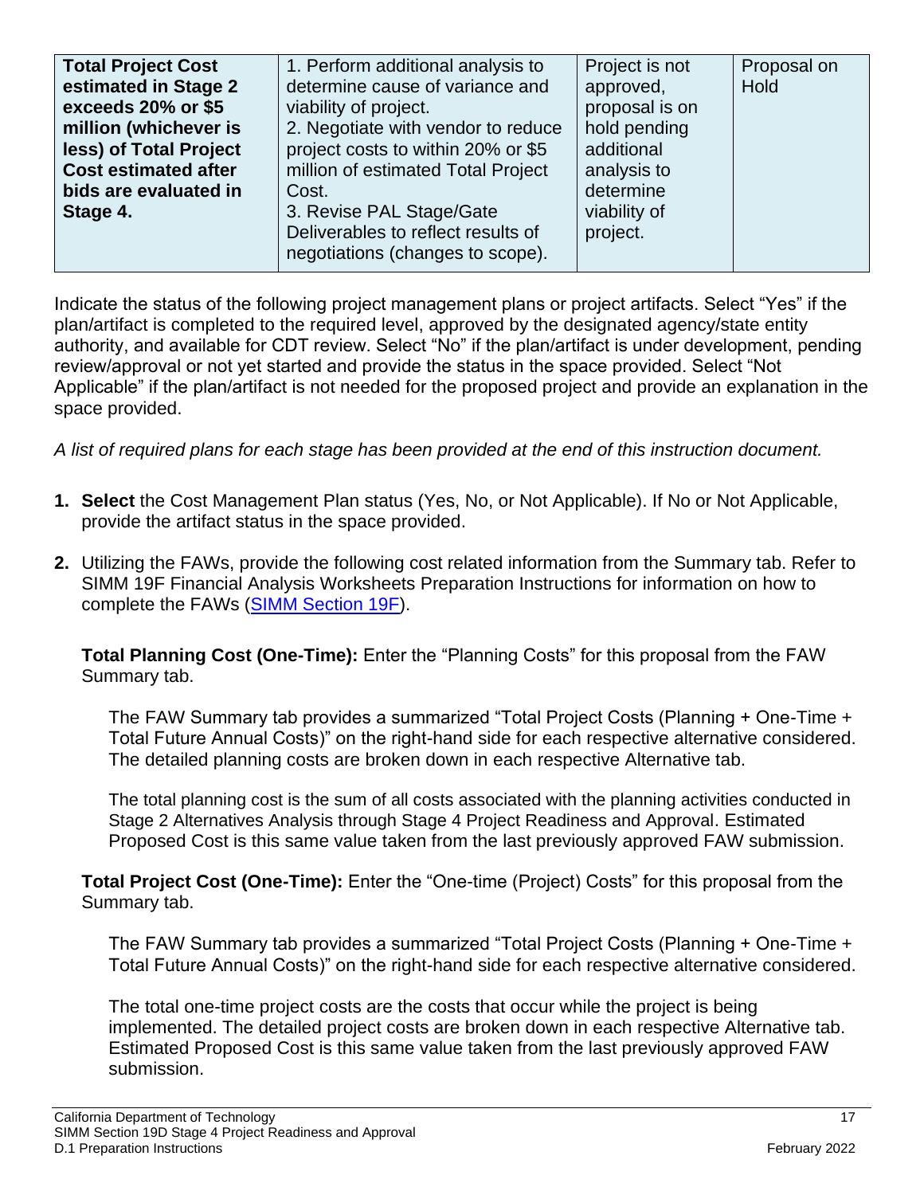| **Total Project Cost estimated in Stage 2 exceeds 20% or $5 million (whichever is less) of Total Project Cost estimated after bids are evaluated in Stage 4.** | 1. Perform additional analysis to determine cause of variance and viability of project.<br>2. Negotiate with vendor to reduce project costs to within 20% or $5 million of estimated Total Project Cost.<br>3. Revise PAL Stage/Gate Deliverables to reflect results of negotiations (changes to scope). | Project is not approved, proposal is on hold pending additional analysis to determine viability of project. | Proposal on Hold |
|---|---|---|---|

Indicate the status of the following project management plans or project artifacts. Select "Yes" if the plan/artifact is completed to the required level, approved by the designated agency/state entity authority, and available for CDT review. Select "No" if the plan/artifact is under development, pending review/approval or not yet started and provide the status in the space provided. Select "Not Applicable" if the plan/artifact is not needed for the proposed project and provide an explanation in the space provided.

*A list of required plans for each stage has been provided at the end of this instruction document.*

1. **Select** the Cost Management Plan status (Yes, No, or Not Applicable). If No or Not Applicable, provide the artifact status in the space provided.
2. Utilizing the FAWs, provide the following cost related information from the Summary tab. Refer to SIMM 19F Financial Analysis Worksheets Preparation Instructions for information on how to complete the FAWs (SIMM Section 19F).

   **Total Planning Cost (One-Time):** Enter the "Planning Costs" for this proposal from the FAW Summary tab.

   The FAW Summary tab provides a summarized "Total Project Costs (Planning + One-Time + Total Future Annual Costs)" on the right-hand side for each respective alternative considered. The detailed planning costs are broken down in each respective Alternative tab.

   The total planning cost is the sum of all costs associated with the planning activities conducted in Stage 2 Alternatives Analysis through Stage 4 Project Readiness and Approval. Estimated Proposed Cost is this same value taken from the last previously approved FAW submission.

   **Total Project Cost (One-Time):** Enter the "One-time (Project) Costs" for this proposal from the Summary tab.

   The FAW Summary tab provides a summarized "Total Project Costs (Planning + One-Time + Total Future Annual Costs)" on the right-hand side for each respective alternative considered.

   The total one-time project costs are the costs that occur while the project is being implemented. The detailed project costs are broken down in each respective Alternative tab. Estimated Proposed Cost is this same value taken from the last previously approved FAW submission.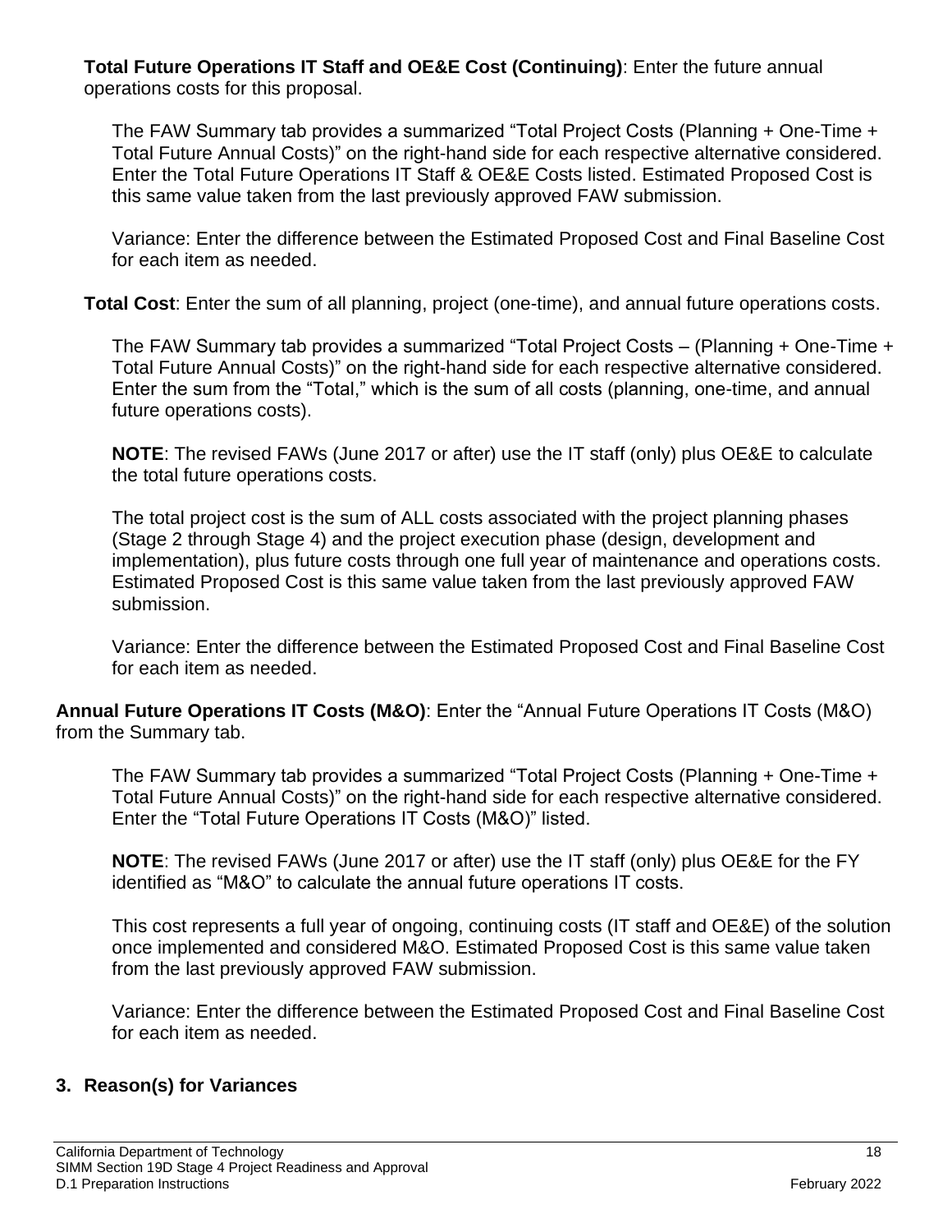**Total Future Operations IT Staff and OE&E Cost (Continuing)**: Enter the future annual operations costs for this proposal.

The FAW Summary tab provides a summarized "Total Project Costs (Planning + One-Time + Total Future Annual Costs)" on the right-hand side for each respective alternative considered. Enter the Total Future Operations IT Staff & OE&E Costs listed. Estimated Proposed Cost is this same value taken from the last previously approved FAW submission.

Variance: Enter the difference between the Estimated Proposed Cost and Final Baseline Cost for each item as needed.

**Total Cost**: Enter the sum of all planning, project (one-time), and annual future operations costs.

The FAW Summary tab provides a summarized "Total Project Costs – (Planning + One-Time + Total Future Annual Costs)" on the right-hand side for each respective alternative considered. Enter the sum from the "Total," which is the sum of all costs (planning, one-time, and annual future operations costs).

**NOTE**: The revised FAWs (June 2017 or after) use the IT staff (only) plus OE&E to calculate the total future operations costs.

The total project cost is the sum of ALL costs associated with the project planning phases (Stage 2 through Stage 4) and the project execution phase (design, development and implementation), plus future costs through one full year of maintenance and operations costs. Estimated Proposed Cost is this same value taken from the last previously approved FAW submission.

Variance: Enter the difference between the Estimated Proposed Cost and Final Baseline Cost for each item as needed.

**Annual Future Operations IT Costs (M&O)**: Enter the "Annual Future Operations IT Costs (M&O) from the Summary tab.

The FAW Summary tab provides a summarized "Total Project Costs (Planning + One-Time + Total Future Annual Costs)" on the right-hand side for each respective alternative considered. Enter the "Total Future Operations IT Costs (M&O)" listed.

**NOTE**: The revised FAWs (June 2017 or after) use the IT staff (only) plus OE&E for the FY identified as "M&O" to calculate the annual future operations IT costs.

This cost represents a full year of ongoing, continuing costs (IT staff and OE&E) of the solution once implemented and considered M&O. Estimated Proposed Cost is this same value taken from the last previously approved FAW submission.

Variance: Enter the difference between the Estimated Proposed Cost and Final Baseline Cost for each item as needed.

## 3. Reason(s) for Variances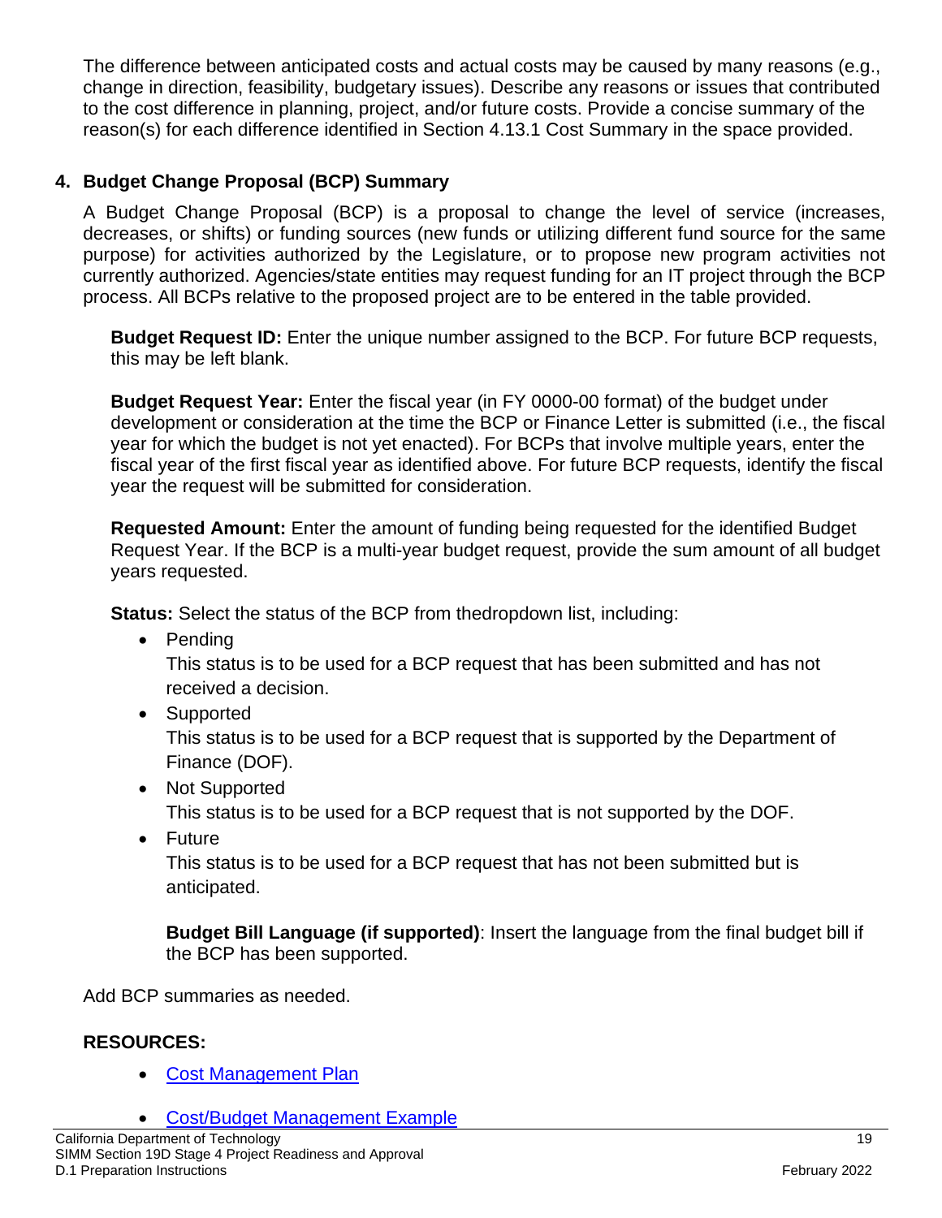The difference between anticipated costs and actual costs may be caused by many reasons (e.g., change in direction, feasibility, budgetary issues). Describe any reasons or issues that contributed to the cost difference in planning, project, and/or future costs. Provide a concise summary of the reason(s) for each difference identified in Section 4.13.1 Cost Summary in the space provided.

## 4. Budget Change Proposal (BCP) Summary

A Budget Change Proposal (BCP) is a proposal to change the level of service (increases, decreases, or shifts) or funding sources (new funds or utilizing different fund source for the same purpose) for activities authorized by the Legislature, or to propose new program activities not currently authorized. Agencies/state entities may request funding for an IT project through the BCP process. All BCPs relative to the proposed project are to be entered in the table provided.

**Budget Request ID:** Enter the unique number assigned to the BCP. For future BCP requests, this may be left blank.

**Budget Request Year:** Enter the fiscal year (in FY 0000-00 format) of the budget under development or consideration at the time the BCP or Finance Letter is submitted (i.e., the fiscal year for which the budget is not yet enacted). For BCPs that involve multiple years, enter the fiscal year of the first fiscal year as identified above. For future BCP requests, identify the fiscal year the request will be submitted for consideration.

**Requested Amount:** Enter the amount of funding being requested for the identified Budget Request Year. If the BCP is a multi-year budget request, provide the sum amount of all budget years requested.

**Status:** Select the status of the BCP from thedropdown list, including:

- Pending
  This status is to be used for a BCP request that has been submitted and has not received a decision.
- Supported
  This status is to be used for a BCP request that is supported by the Department of Finance (DOF).
- Not Supported
  This status is to be used for a BCP request that is not supported by the DOF.
- Future
  This status is to be used for a BCP request that has not been submitted but is anticipated.

  **Budget Bill Language (if supported)**: Insert the language from the final budget bill if the BCP has been supported.

Add BCP summaries as needed.

**RESOURCES:**

- Cost Management Plan
- Cost/Budget Management Example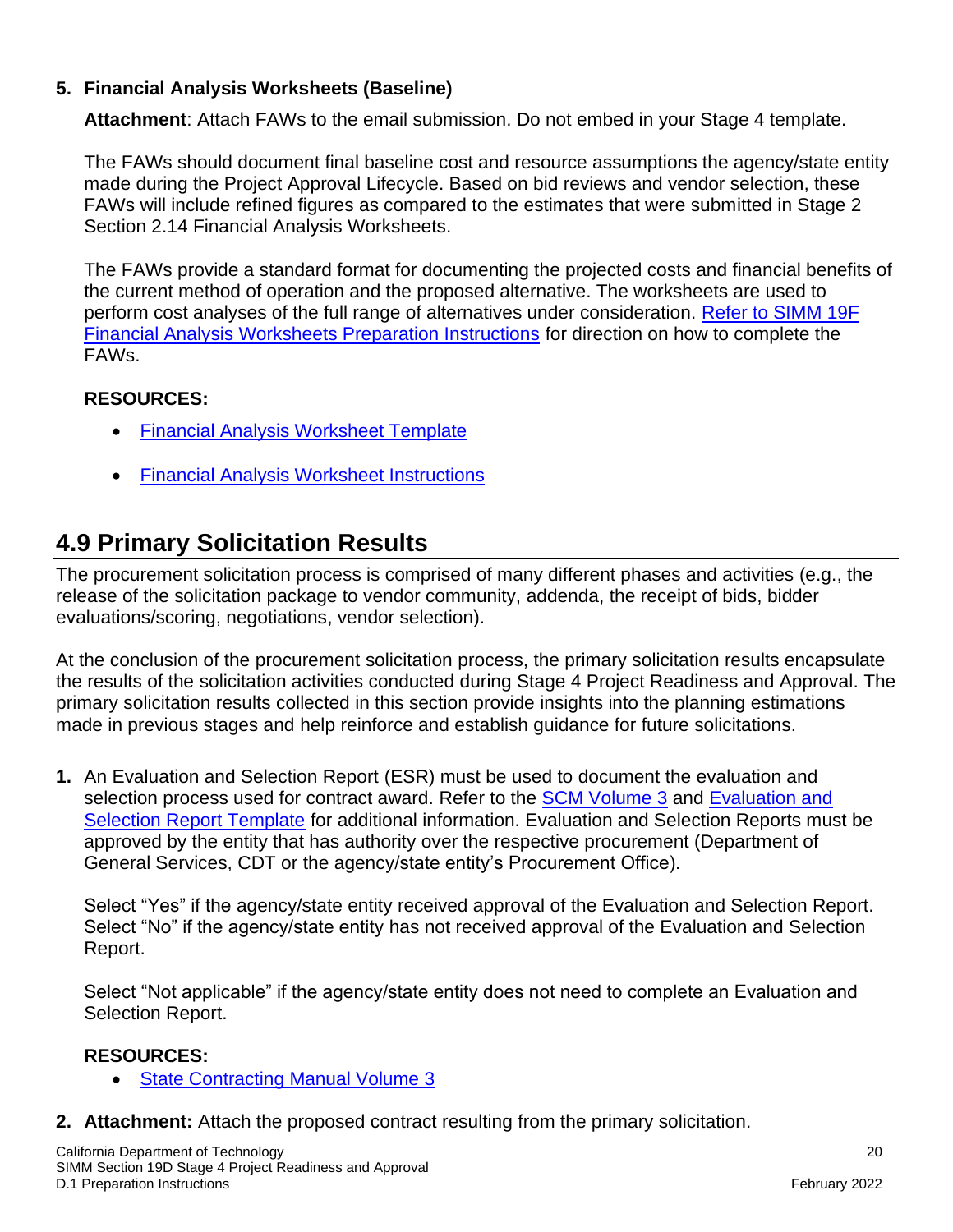5. **Financial Analysis Worksheets (Baseline)**

   **Attachment**: Attach FAWs to the email submission. Do not embed in your Stage 4 template.

   The FAWs should document final baseline cost and resource assumptions the agency/state entity made during the Project Approval Lifecycle. Based on bid reviews and vendor selection, these FAWs will include refined figures as compared to the estimates that were submitted in Stage 2 Section 2.14 Financial Analysis Worksheets.

   The FAWs provide a standard format for documenting the projected costs and financial benefits of the current method of operation and the proposed alternative. The worksheets are used to perform cost analyses of the full range of alternatives under consideration. Refer to SIMM 19F Financial Analysis Worksheets Preparation Instructions for direction on how to complete the FAWs.

   **RESOURCES:**

   - Financial Analysis Worksheet Template
   - Financial Analysis Worksheet Instructions

## 4.9 Primary Solicitation Results

The procurement solicitation process is comprised of many different phases and activities (e.g., the release of the solicitation package to vendor community, addenda, the receipt of bids, bidder evaluations/scoring, negotiations, vendor selection).

At the conclusion of the procurement solicitation process, the primary solicitation results encapsulate the results of the solicitation activities conducted during Stage 4 Project Readiness and Approval. The primary solicitation results collected in this section provide insights into the planning estimations made in previous stages and help reinforce and establish guidance for future solicitations.

1. An Evaluation and Selection Report (ESR) must be used to document the evaluation and selection process used for contract award. Refer to the SCM Volume 3 and Evaluation and Selection Report Template for additional information. Evaluation and Selection Reports must be approved by the entity that has authority over the respective procurement (Department of General Services, CDT or the agency/state entity's Procurement Office).

   Select "Yes" if the agency/state entity received approval of the Evaluation and Selection Report. Select "No" if the agency/state entity has not received approval of the Evaluation and Selection Report.

   Select "Not applicable" if the agency/state entity does not need to complete an Evaluation and Selection Report.

   **RESOURCES:**

   - State Contracting Manual Volume 3

2. **Attachment:** Attach the proposed contract resulting from the primary solicitation.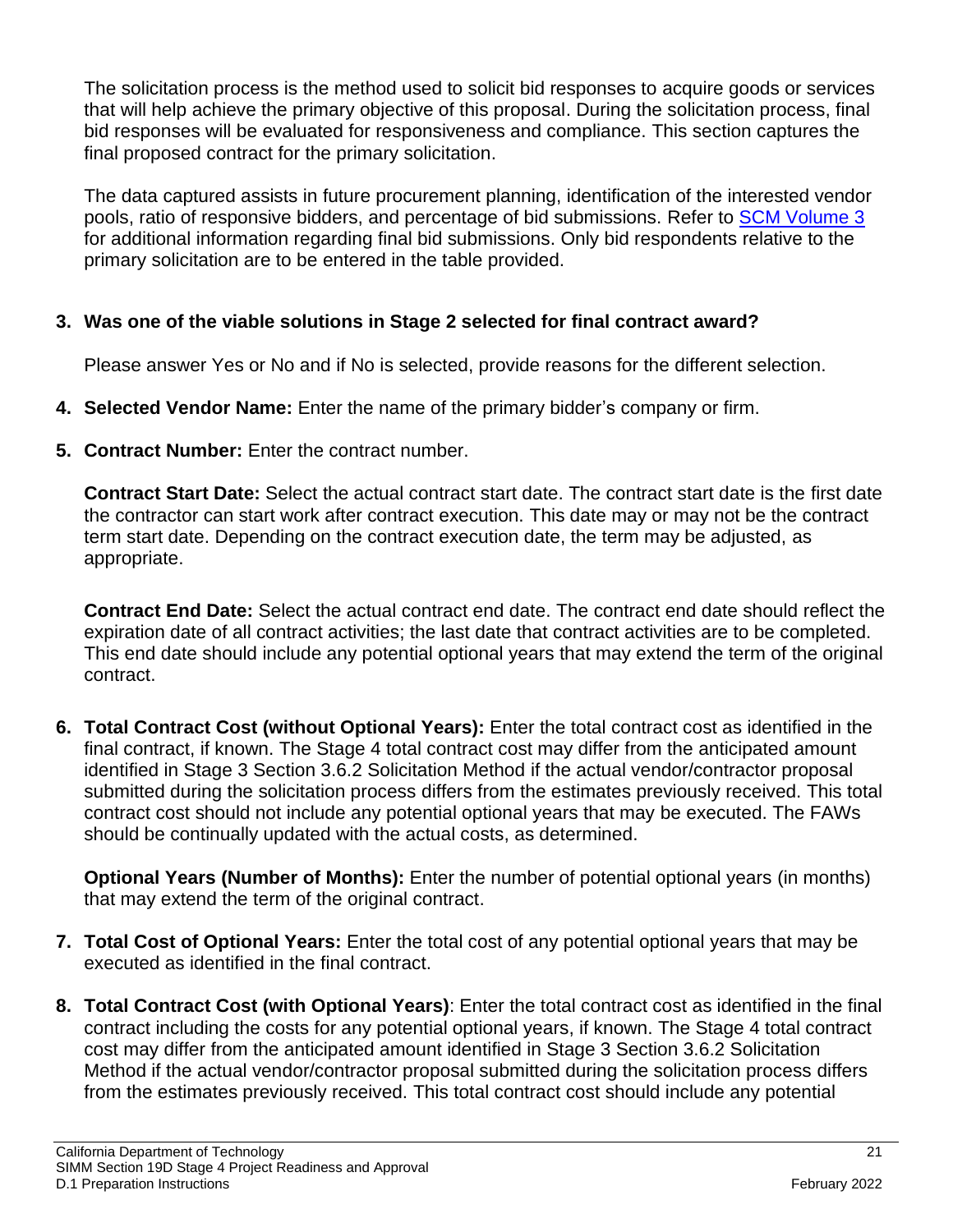The solicitation process is the method used to solicit bid responses to acquire goods or services that will help achieve the primary objective of this proposal. During the solicitation process, final bid responses will be evaluated for responsiveness and compliance. This section captures the final proposed contract for the primary solicitation.

The data captured assists in future procurement planning, identification of the interested vendor pools, ratio of responsive bidders, and percentage of bid submissions. Refer to [SCM Volume 3] for additional information regarding final bid submissions. Only bid respondents relative to the primary solicitation are to be entered in the table provided.

3. **Was one of the viable solutions in Stage 2 selected for final contract award?**

   Please answer Yes or No and if No is selected, provide reasons for the different selection.

4. **Selected Vendor Name:** Enter the name of the primary bidder's company or firm.

5. **Contract Number:** Enter the contract number.

   **Contract Start Date:** Select the actual contract start date. The contract start date is the first date the contractor can start work after contract execution. This date may or may not be the contract term start date. Depending on the contract execution date, the term may be adjusted, as appropriate.

   **Contract End Date:** Select the actual contract end date. The contract end date should reflect the expiration date of all contract activities; the last date that contract activities are to be completed. This end date should include any potential optional years that may extend the term of the original contract.

6. **Total Contract Cost (without Optional Years):** Enter the total contract cost as identified in the final contract, if known. The Stage 4 total contract cost may differ from the anticipated amount identified in Stage 3 Section 3.6.2 Solicitation Method if the actual vendor/contractor proposal submitted during the solicitation process differs from the estimates previously received. This total contract cost should not include any potential optional years that may be executed. The FAWs should be continually updated with the actual costs, as determined.

   **Optional Years (Number of Months):** Enter the number of potential optional years (in months) that may extend the term of the original contract.

7. **Total Cost of Optional Years:** Enter the total cost of any potential optional years that may be executed as identified in the final contract.

8. **Total Contract Cost (with Optional Years)**: Enter the total contract cost as identified in the final contract including the costs for any potential optional years, if known. The Stage 4 total contract cost may differ from the anticipated amount identified in Stage 3 Section 3.6.2 Solicitation Method if the actual vendor/contractor proposal submitted during the solicitation process differs from the estimates previously received. This total contract cost should include any potential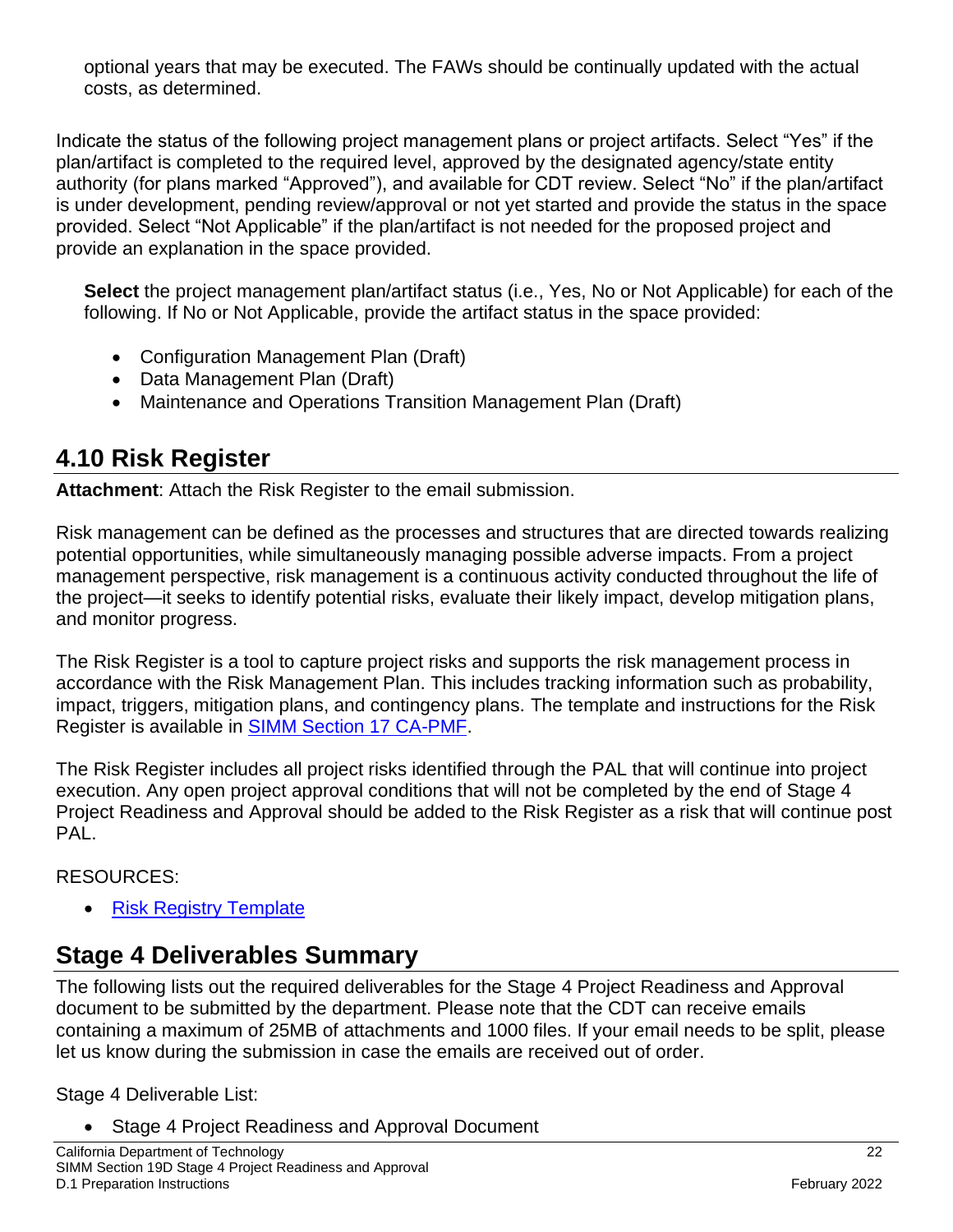optional years that may be executed. The FAWs should be continually updated with the actual costs, as determined.

Indicate the status of the following project management plans or project artifacts. Select "Yes" if the plan/artifact is completed to the required level, approved by the designated agency/state entity authority (for plans marked "Approved"), and available for CDT review. Select "No" if the plan/artifact is under development, pending review/approval or not yet started and provide the status in the space provided. Select "Not Applicable" if the plan/artifact is not needed for the proposed project and provide an explanation in the space provided.

**Select** the project management plan/artifact status (i.e., Yes, No or Not Applicable) for each of the following. If No or Not Applicable, provide the artifact status in the space provided:

- Configuration Management Plan (Draft)
- Data Management Plan (Draft)
- Maintenance and Operations Transition Management Plan (Draft)

## 4.10 Risk Register

**Attachment**: Attach the Risk Register to the email submission.

Risk management can be defined as the processes and structures that are directed towards realizing potential opportunities, while simultaneously managing possible adverse impacts. From a project management perspective, risk management is a continuous activity conducted throughout the life of the project—it seeks to identify potential risks, evaluate their likely impact, develop mitigation plans, and monitor progress.

The Risk Register is a tool to capture project risks and supports the risk management process in accordance with the Risk Management Plan. This includes tracking information such as probability, impact, triggers, mitigation plans, and contingency plans. The template and instructions for the Risk Register is available in SIMM Section 17 CA-PMF.

The Risk Register includes all project risks identified through the PAL that will continue into project execution. Any open project approval conditions that will not be completed by the end of Stage 4 Project Readiness and Approval should be added to the Risk Register as a risk that will continue post PAL.

RESOURCES:

- Risk Registry Template

## Stage 4 Deliverables Summary

The following lists out the required deliverables for the Stage 4 Project Readiness and Approval document to be submitted by the department. Please note that the CDT can receive emails containing a maximum of 25MB of attachments and 1000 files. If your email needs to be split, please let us know during the submission in case the emails are received out of order.

Stage 4 Deliverable List:

- Stage 4 Project Readiness and Approval Document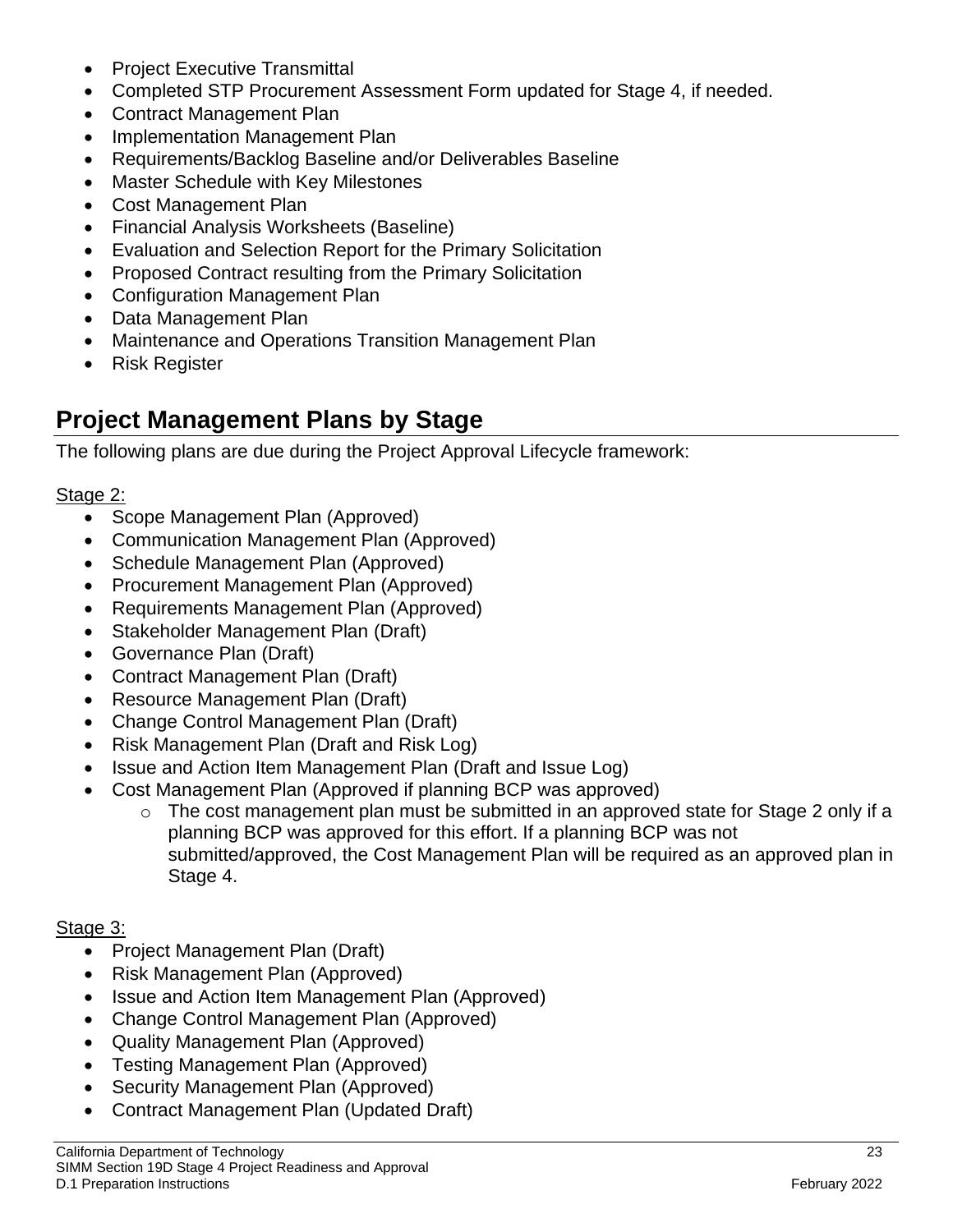- Project Executive Transmittal
- Completed STP Procurement Assessment Form updated for Stage 4, if needed.
- Contract Management Plan
- Implementation Management Plan
- Requirements/Backlog Baseline and/or Deliverables Baseline
- Master Schedule with Key Milestones
- Cost Management Plan
- Financial Analysis Worksheets (Baseline)
- Evaluation and Selection Report for the Primary Solicitation
- Proposed Contract resulting from the Primary Solicitation
- Configuration Management Plan
- Data Management Plan
- Maintenance and Operations Transition Management Plan
- Risk Register

## Project Management Plans by Stage

The following plans are due during the Project Approval Lifecycle framework:

Stage 2:

- Scope Management Plan (Approved)
- Communication Management Plan (Approved)
- Schedule Management Plan (Approved)
- Procurement Management Plan (Approved)
- Requirements Management Plan (Approved)
- Stakeholder Management Plan (Draft)
- Governance Plan (Draft)
- Contract Management Plan (Draft)
- Resource Management Plan (Draft)
- Change Control Management Plan (Draft)
- Risk Management Plan (Draft and Risk Log)
- Issue and Action Item Management Plan (Draft and Issue Log)
- Cost Management Plan (Approved if planning BCP was approved)
    - The cost management plan must be submitted in an approved state for Stage 2 only if a planning BCP was approved for this effort. If a planning BCP was not submitted/approved, the Cost Management Plan will be required as an approved plan in Stage 4.

Stage 3:

- Project Management Plan (Draft)
- Risk Management Plan (Approved)
- Issue and Action Item Management Plan (Approved)
- Change Control Management Plan (Approved)
- Quality Management Plan (Approved)
- Testing Management Plan (Approved)
- Security Management Plan (Approved)
- Contract Management Plan (Updated Draft)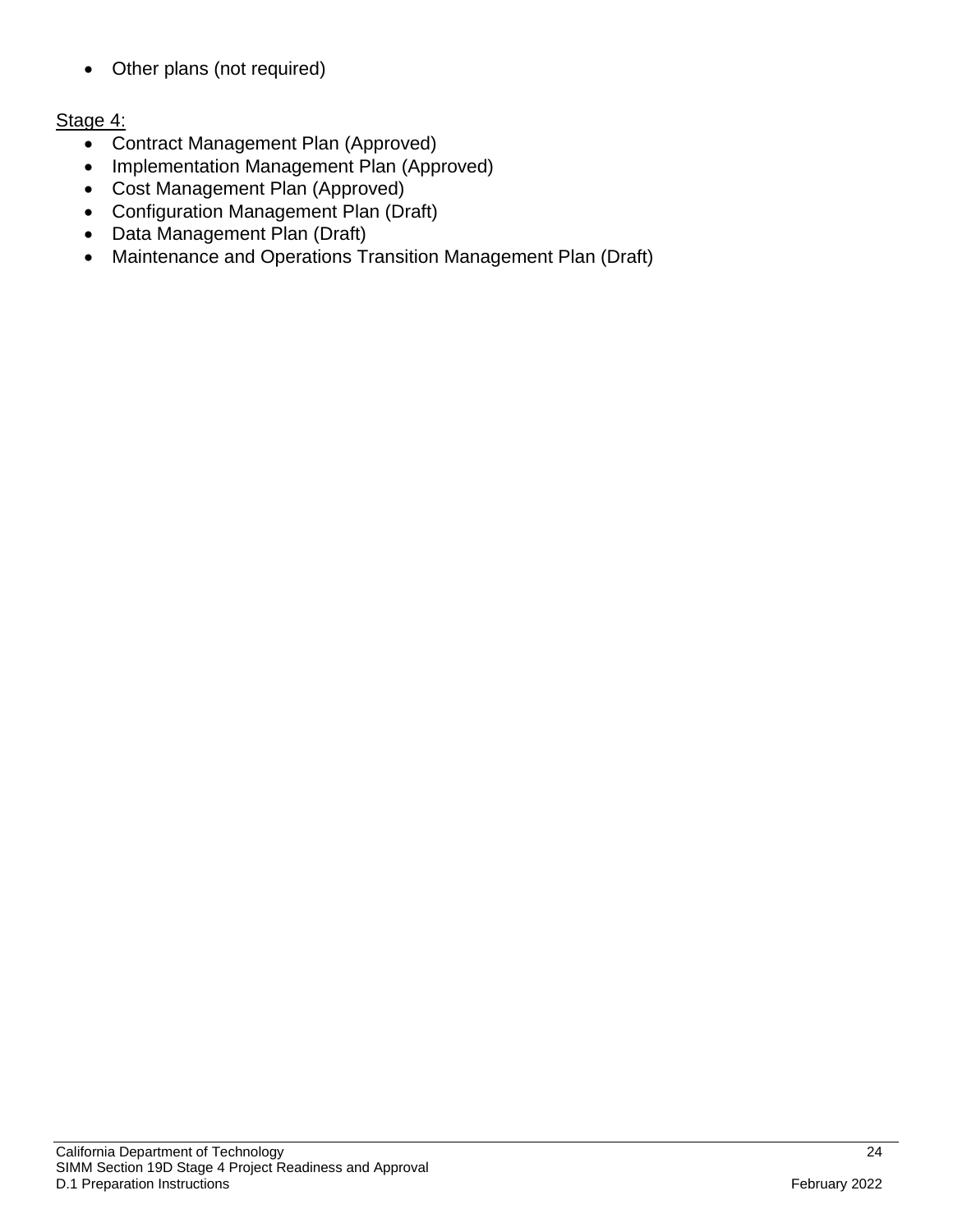- Other plans (not required)

<u>Stage 4:</u>

- Contract Management Plan (Approved)
- Implementation Management Plan (Approved)
- Cost Management Plan (Approved)
- Configuration Management Plan (Draft)
- Data Management Plan (Draft)
- Maintenance and Operations Transition Management Plan (Draft)